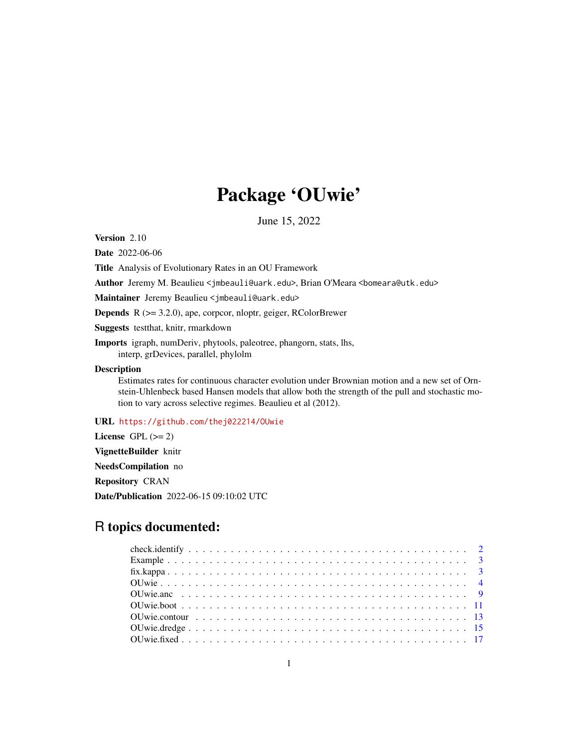# Package 'OUwie'

June 15, 2022

**Version** 2.10

**Date** 2022-06-06

**Title** Analysis of Evolutionary Rates in an OU Framework

**Author** Jeremy M. Beaulieu <jmbeauli@uark.edu>, Brian O'Meara <bomeara@utk.edu>

**Maintainer** Jeremy Beaulieu <jmbeauli@uark.edu>

**Depends** R (>= 3.2.0), ape, corpcor, nloptr, geiger, RColorBrewer

**Suggests** testthat, knitr, rmarkdown

**Imports** igraph, numDeriv, phytools, paleotree, phangorn, stats, lhs, interp, grDevices, parallel, phylolm

**Description**
Estimates rates for continuous character evolution under Brownian motion and a new set of Ornstein-Uhlenbeck based Hansen models that allow both the strength of the pull and stochastic motion to vary across selective regimes. Beaulieu et al (2012).

**URL** https://github.com/thej022214/OUwie

**License** GPL (>= 2)

**VignetteBuilder** knitr

**NeedsCompilation** no

**Repository** CRAN

**Date/Publication** 2022-06-15 09:10:02 UTC

## R topics documented:

| | |
|---|---|
| check.identify | 2 |
| Example | 3 |
| fix.kappa | 3 |
| OUwie | 4 |
| OUwie.anc | 9 |
| OUwie.boot | 11 |
| OUwie.contour | 13 |
| OUwie.dredge | 15 |
| OUwie.fixed | 17 |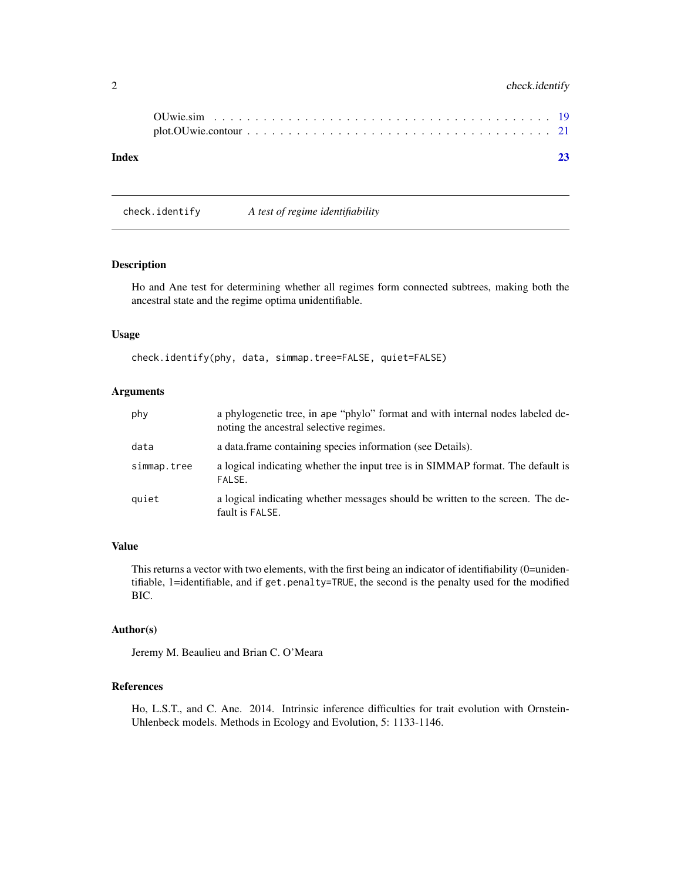OUwie.sim . . . . . . . . . . . . . . . . . . . . . . . . . . . . . . . . . . . . . . . 19
plot.OUwie.contour . . . . . . . . . . . . . . . . . . . . . . . . . . . . . . . . . . . 21

**Index** **23**

---

`check.identify` *A test of regime identifiability*

---

### Description

Ho and Ane test for determining whether all regimes form connected subtrees, making both the ancestral state and the regime optima unidentifiable.

### Usage

```
check.identify(phy, data, simmap.tree=FALSE, quiet=FALSE)
```

### Arguments

| | |
|---|---|
| `phy` | a phylogenetic tree, in `ape` "phylo" format and with internal nodes labeled denoting the ancestral selective regimes. |
| `data` | a data.frame containing species information (see Details). |
| `simmap.tree` | a logical indicating whether the input tree is in SIMMAP format. The default is `FALSE`. |
| `quiet` | a logical indicating whether messages should be written to the screen. The default is `FALSE`. |

### Value

This returns a vector with two elements, with the first being an indicator of identifiability (0=unidentifiable, 1=identifiable, and if `get.penalty=TRUE`, the second is the penalty used for the modified BIC.

### Author(s)

Jeremy M. Beaulieu and Brian C. O'Meara

### References

Ho, L.S.T., and C. Ane. 2014. Intrinsic inference difficulties for trait evolution with Ornstein-Uhlenbeck models. Methods in Ecology and Evolution, 5: 1133-1146.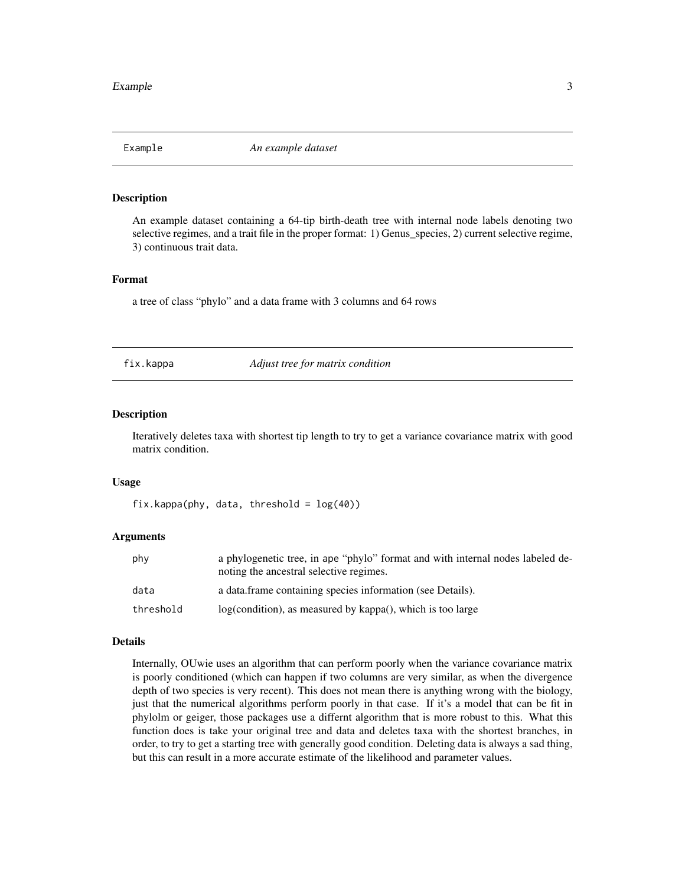## Example — *An example dataset*

### Description

An example dataset containing a 64-tip birth-death tree with internal node labels denoting two selective regimes, and a trait file in the proper format: 1) Genus_species, 2) current selective regime, 3) continuous trait data.

### Format

a tree of class "phylo" and a data frame with 3 columns and 64 rows

## fix.kappa — *Adjust tree for matrix condition*

### Description

Iteratively deletes taxa with shortest tip length to try to get a variance covariance matrix with good matrix condition.

### Usage

```
fix.kappa(phy, data, threshold = log(40))
```

### Arguments

| | |
|---|---|
| phy | a phylogenetic tree, in ape "phylo" format and with internal nodes labeled denoting the ancestral selective regimes. |
| data | a data.frame containing species information (see Details). |
| threshold | log(condition), as measured by kappa(), which is too large |

### Details

Internally, OUwie uses an algorithm that can perform poorly when the variance covariance matrix is poorly conditioned (which can happen if two columns are very similar, as when the divergence depth of two species is very recent). This does not mean there is anything wrong with the biology, just that the numerical algorithms perform poorly in that case. If it's a model that can be fit in phylolm or geiger, those packages use a differnt algorithm that is more robust to this. What this function does is take your original tree and data and deletes taxa with the shortest branches, in order, to try to get a starting tree with generally good condition. Deleting data is always a sad thing, but this can result in a more accurate estimate of the likelihood and parameter values.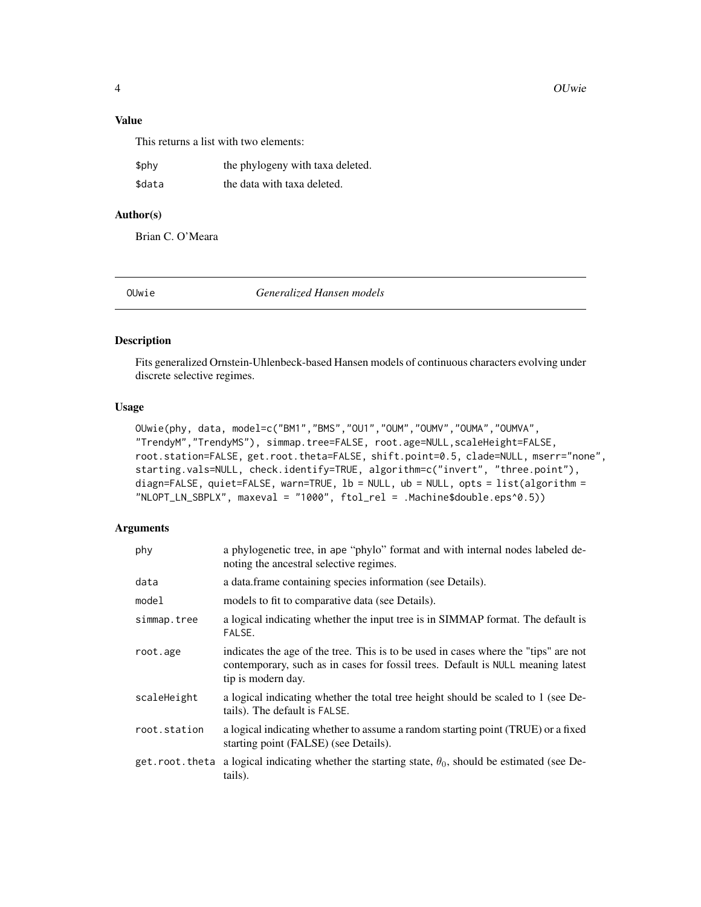## Value

This returns a list with two elements:

| | |
|---|---|
| $phy | the phylogeny with taxa deleted. |
| $data | the data with taxa deleted. |

## Author(s)

Brian C. O'Meara

---

# OUwie — *Generalized Hansen models*

## Description

Fits generalized Ornstein-Uhlenbeck-based Hansen models of continuous characters evolving under discrete selective regimes.

## Usage

```
OUwie(phy, data, model=c("BM1","BMS","OU1","OUM","OUMV","OUMA","OUMVA",
"TrendyM","TrendyMS"), simmap.tree=FALSE, root.age=NULL,scaleHeight=FALSE,
root.station=FALSE, get.root.theta=FALSE, shift.point=0.5, clade=NULL, mserr="none",
starting.vals=NULL, check.identify=TRUE, algorithm=c("invert", "three.point"),
diagn=FALSE, quiet=FALSE, warn=TRUE, lb = NULL, ub = NULL, opts = list(algorithm =
"NLOPT_LN_SBPLX", maxeval = "1000", ftol_rel = .Machine$double.eps^0.5))
```

## Arguments

| | |
|---|---|
| phy | a phylogenetic tree, in ape "phylo" format and with internal nodes labeled denoting the ancestral selective regimes. |
| data | a data.frame containing species information (see Details). |
| model | models to fit to comparative data (see Details). |
| simmap.tree | a logical indicating whether the input tree is in SIMMAP format. The default is FALSE. |
| root.age | indicates the age of the tree. This is to be used in cases where the "tips" are not contemporary, such as in cases for fossil trees. Default is NULL meaning latest tip is modern day. |
| scaleHeight | a logical indicating whether the total tree height should be scaled to 1 (see Details). The default is FALSE. |
| root.station | a logical indicating whether to assume a random starting point (TRUE) or a fixed starting point (FALSE) (see Details). |
| get.root.theta | a logical indicating whether the starting state, $\theta_0$, should be estimated (see Details). |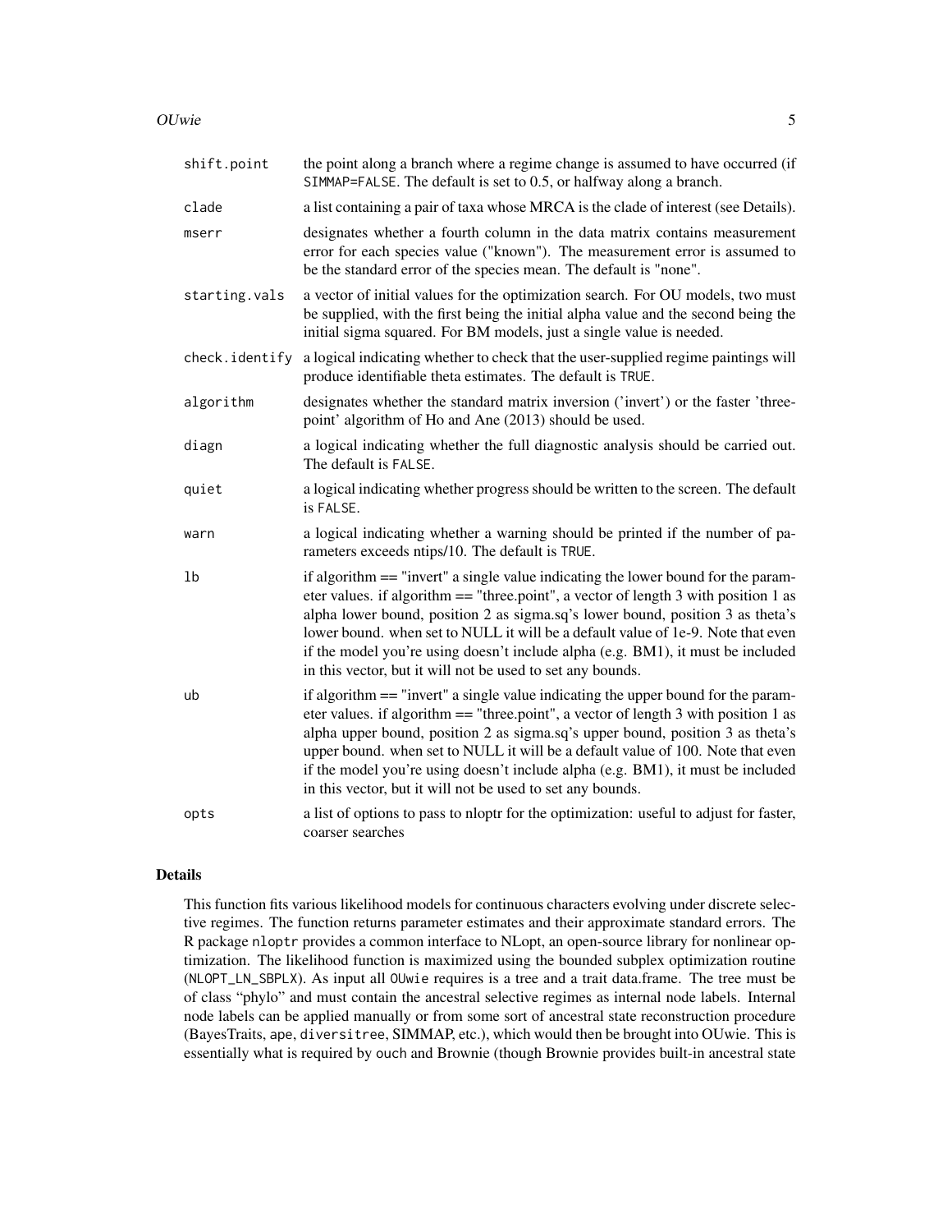| | |
|---|---|
| `shift.point` | the point along a branch where a regime change is assumed to have occurred (if `SIMMAP=FALSE`. The default is set to 0.5, or halfway along a branch. |
| `clade` | a list containing a pair of taxa whose MRCA is the clade of interest (see Details). |
| `mserr` | designates whether a fourth column in the data matrix contains measurement error for each species value ("known"). The measurement error is assumed to be the standard error of the species mean. The default is "none". |
| `starting.vals` | a vector of initial values for the optimization search. For OU models, two must be supplied, with the first being the initial alpha value and the second being the initial sigma squared. For BM models, just a single value is needed. |
| `check.identify` | a logical indicating whether to check that the user-supplied regime paintings will produce identifiable theta estimates. The default is `TRUE`. |
| `algorithm` | designates whether the standard matrix inversion ('invert') or the faster 'three-point' algorithm of Ho and Ane (2013) should be used. |
| `diagn` | a logical indicating whether the full diagnostic analysis should be carried out. The default is `FALSE`. |
| `quiet` | a logical indicating whether progress should be written to the screen. The default is `FALSE`. |
| `warn` | a logical indicating whether a warning should be printed if the number of parameters exceeds ntips/10. The default is `TRUE`. |
| `lb` | if algorithm == "invert" a single value indicating the lower bound for the parameter values. if algorithm == "three.point", a vector of length 3 with position 1 as alpha lower bound, position 2 as sigma.sq's lower bound, position 3 as theta's lower bound. when set to NULL it will be a default value of 1e-9. Note that even if the model you're using doesn't include alpha (e.g. BM1), it must be included in this vector, but it will not be used to set any bounds. |
| `ub` | if algorithm == "invert" a single value indicating the upper bound for the parameter values. if algorithm == "three.point", a vector of length 3 with position 1 as alpha upper bound, position 2 as sigma.sq's upper bound, position 3 as theta's upper bound. when set to NULL it will be a default value of 100. Note that even if the model you're using doesn't include alpha (e.g. BM1), it must be included in this vector, but it will not be used to set any bounds. |
| `opts` | a list of options to pass to nloptr for the optimization: useful to adjust for faster, coarser searches |

## Details

This function fits various likelihood models for continuous characters evolving under discrete selective regimes. The function returns parameter estimates and their approximate standard errors. The R package `nloptr` provides a common interface to NLopt, an open-source library for nonlinear optimization. The likelihood function is maximized using the bounded subplex optimization routine (`NLOPT_LN_SBPLX`). As input all `OUwie` requires is a tree and a trait data.frame. The tree must be of class "phylo" and must contain the ancestral selective regimes as internal node labels. Internal node labels can be applied manually or from some sort of ancestral state reconstruction procedure (BayesTraits, `ape`, `diversitree`, SIMMAP, etc.), which would then be brought into OUwie. This is essentially what is required by `ouch` and Brownie (though Brownie provides built-in ancestral state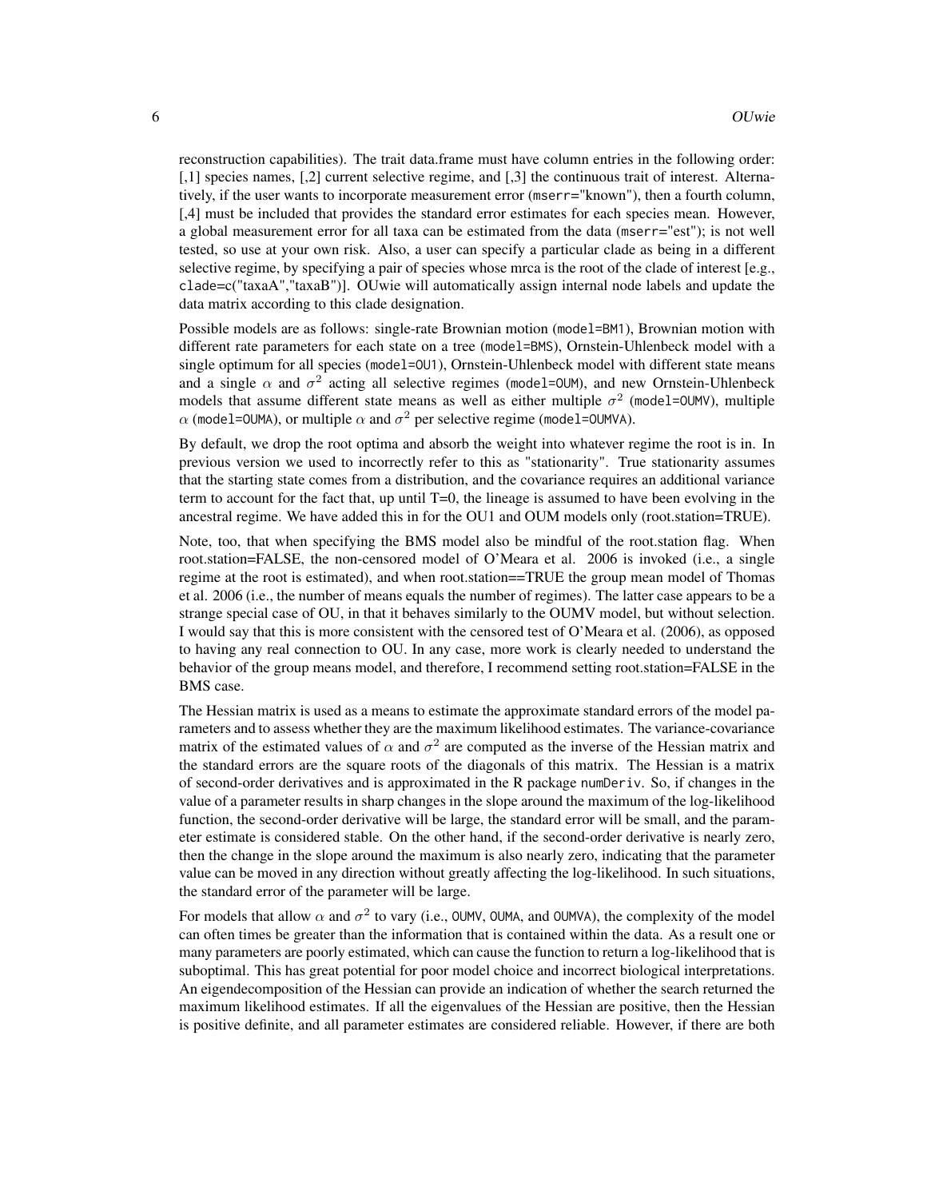reconstruction capabilities). The trait data.frame must have column entries in the following order: [,1] species names, [,2] current selective regime, and [,3] the continuous trait of interest. Alternatively, if the user wants to incorporate measurement error (`mserr="known"`), then a fourth column, [,4] must be included that provides the standard error estimates for each species mean. However, a global measurement error for all taxa can be estimated from the data (`mserr="est"`); is not well tested, so use at your own risk. Also, a user can specify a particular clade as being in a different selective regime, by specifying a pair of species whose mrca is the root of the clade of interest [e.g., `clade=c("taxaA","taxaB")`]. OUwie will automatically assign internal node labels and update the data matrix according to this clade designation.

Possible models are as follows: single-rate Brownian motion (`model=BM1`), Brownian motion with different rate parameters for each state on a tree (`model=BMS`), Ornstein-Uhlenbeck model with a single optimum for all species (`model=OU1`), Ornstein-Uhlenbeck model with different state means and a single $\alpha$ and $\sigma^2$ acting all selective regimes (`model=OUM`), and new Ornstein-Uhlenbeck models that assume different state means as well as either multiple $\sigma^2$ (`model=OUMV`), multiple $\alpha$ (`model=OUMA`), or multiple $\alpha$ and $\sigma^2$ per selective regime (`model=OUMVA`).

By default, we drop the root optima and absorb the weight into whatever regime the root is in. In previous version we used to incorrectly refer to this as "stationarity". True stationarity assumes that the starting state comes from a distribution, and the covariance requires an additional variance term to account for the fact that, up until T=0, the lineage is assumed to have been evolving in the ancestral regime. We have added this in for the OU1 and OUM models only (root.station=TRUE).

Note, too, that when specifying the BMS model also be mindful of the root.station flag. When root.station=FALSE, the non-censored model of O'Meara et al. 2006 is invoked (i.e., a single regime at the root is estimated), and when root.station==TRUE the group mean model of Thomas et al. 2006 (i.e., the number of means equals the number of regimes). The latter case appears to be a strange special case of OU, in that it behaves similarly to the OUMV model, but without selection. I would say that this is more consistent with the censored test of O'Meara et al. (2006), as opposed to having any real connection to OU. In any case, more work is clearly needed to understand the behavior of the group means model, and therefore, I recommend setting root.station=FALSE in the BMS case.

The Hessian matrix is used as a means to estimate the approximate standard errors of the model parameters and to assess whether they are the maximum likelihood estimates. The variance-covariance matrix of the estimated values of $\alpha$ and $\sigma^2$ are computed as the inverse of the Hessian matrix and the standard errors are the square roots of the diagonals of this matrix. The Hessian is a matrix of second-order derivatives and is approximated in the R package `numDeriv`. So, if changes in the value of a parameter results in sharp changes in the slope around the maximum of the log-likelihood function, the second-order derivative will be large, the standard error will be small, and the parameter estimate is considered stable. On the other hand, if the second-order derivative is nearly zero, then the change in the slope around the maximum is also nearly zero, indicating that the parameter value can be moved in any direction without greatly affecting the log-likelihood. In such situations, the standard error of the parameter will be large.

For models that allow $\alpha$ and $\sigma^2$ to vary (i.e., `OUMV`, `OUMA`, and `OUMVA`), the complexity of the model can often times be greater than the information that is contained within the data. As a result one or many parameters are poorly estimated, which can cause the function to return a log-likelihood that is suboptimal. This has great potential for poor model choice and incorrect biological interpretations. An eigendecomposition of the Hessian can provide an indication of whether the search returned the maximum likelihood estimates. If all the eigenvalues of the Hessian are positive, then the Hessian is positive definite, and all parameter estimates are considered reliable. However, if there are both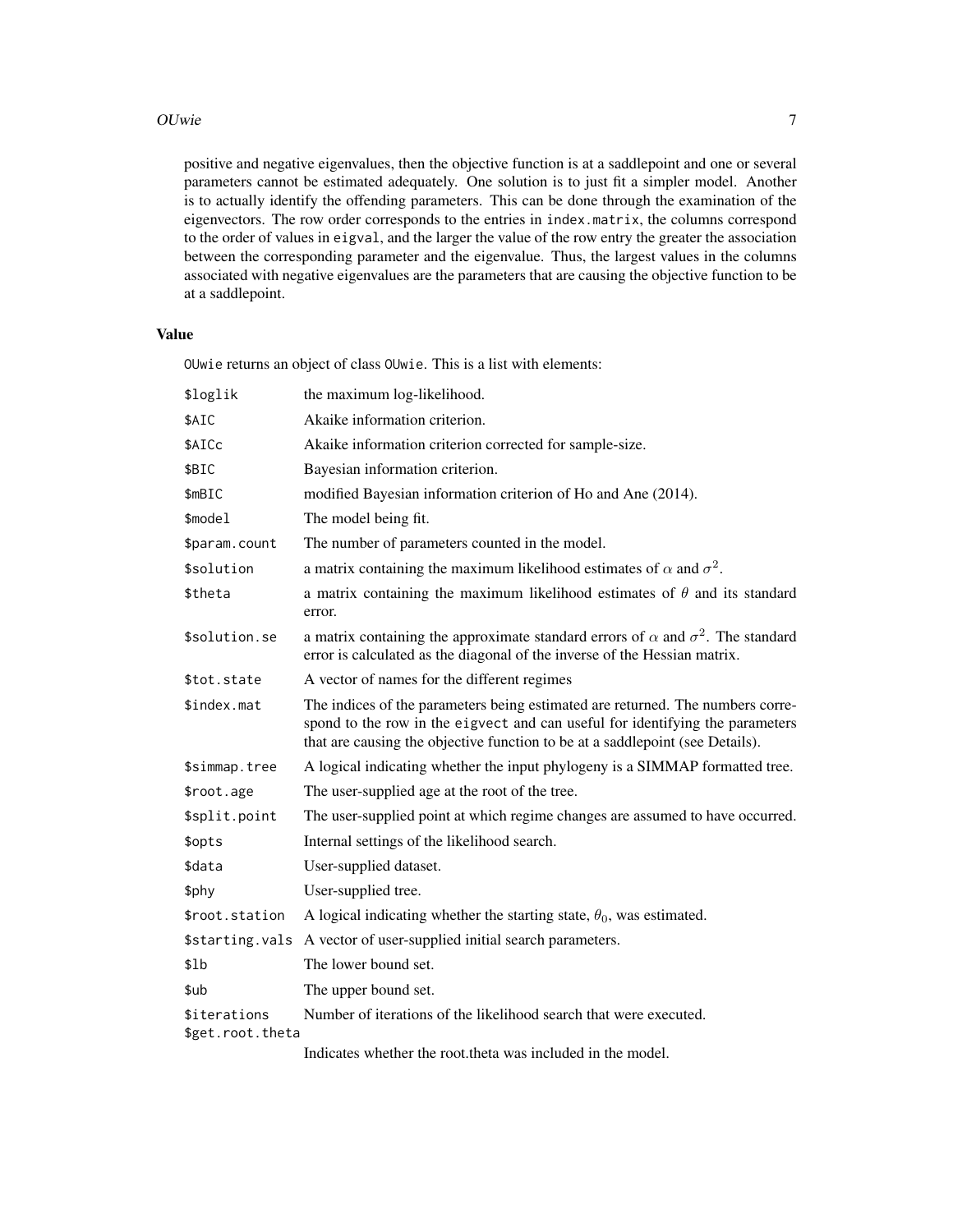positive and negative eigenvalues, then the objective function is at a saddlepoint and one or several parameters cannot be estimated adequately. One solution is to just fit a simpler model. Another is to actually identify the offending parameters. This can be done through the examination of the eigenvectors. The row order corresponds to the entries in `index.matrix`, the columns correspond to the order of values in `eigval`, and the larger the value of the row entry the greater the association between the corresponding parameter and the eigenvalue. Thus, the largest values in the columns associated with negative eigenvalues are the parameters that are causing the objective function to be at a saddlepoint.

## Value

`OUwie` returns an object of class `OUwie`. This is a list with elements:

| | |
|---|---|
| `$loglik` | the maximum log-likelihood. |
| `$AIC` | Akaike information criterion. |
| `$AICc` | Akaike information criterion corrected for sample-size. |
| `$BIC` | Bayesian information criterion. |
| `$mBIC` | modified Bayesian information criterion of Ho and Ane (2014). |
| `$model` | The model being fit. |
| `$param.count` | The number of parameters counted in the model. |
| `$solution` | a matrix containing the maximum likelihood estimates of $\alpha$ and $\sigma^2$. |
| `$theta` | a matrix containing the maximum likelihood estimates of $\theta$ and its standard error. |
| `$solution.se` | a matrix containing the approximate standard errors of $\alpha$ and $\sigma^2$. The standard error is calculated as the diagonal of the inverse of the Hessian matrix. |
| `$tot.state` | A vector of names for the different regimes |
| `$index.mat` | The indices of the parameters being estimated are returned. The numbers correspond to the row in the `eigvect` and can useful for identifying the parameters that are causing the objective function to be at a saddlepoint (see Details). |
| `$simmap.tree` | A logical indicating whether the input phylogeny is a SIMMAP formatted tree. |
| `$root.age` | The user-supplied age at the root of the tree. |
| `$split.point` | The user-supplied point at which regime changes are assumed to have occurred. |
| `$opts` | Internal settings of the likelihood search. |
| `$data` | User-supplied dataset. |
| `$phy` | User-supplied tree. |
| `$root.station` | A logical indicating whether the starting state, $\theta_0$, was estimated. |
| `$starting.vals` | A vector of user-supplied initial search parameters. |
| `$lb` | The lower bound set. |
| `$ub` | The upper bound set. |
| `$iterations` | Number of iterations of the likelihood search that were executed. |
| `$get.root.theta` | Indicates whether the root.theta was included in the model. |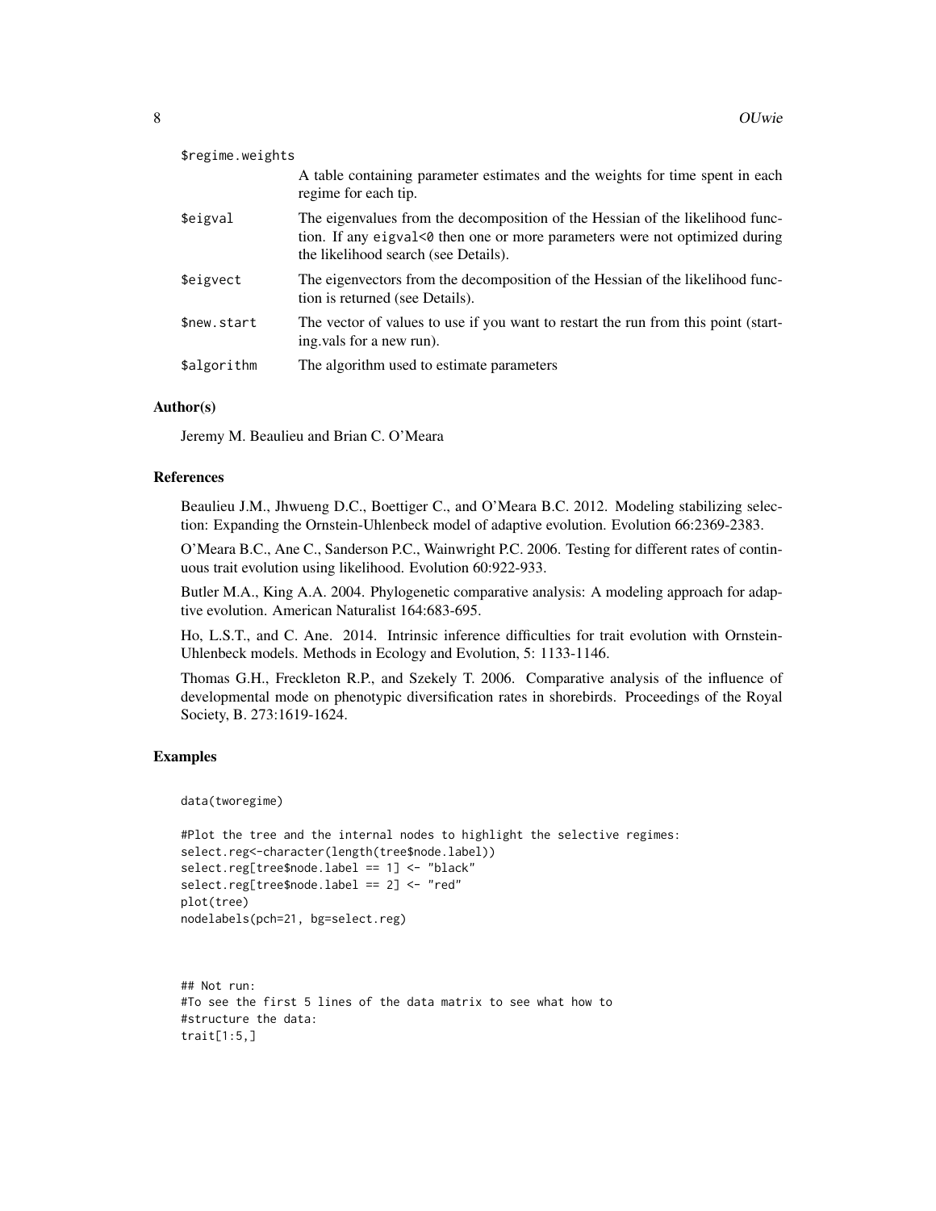| | |
|---|---|
| `$regime.weights` | A table containing parameter estimates and the weights for time spent in each regime for each tip. |
| `$eigval` | The eigenvalues from the decomposition of the Hessian of the likelihood function. If any `eigval<0` then one or more parameters were not optimized during the likelihood search (see Details). |
| `$eigvect` | The eigenvectors from the decomposition of the Hessian of the likelihood function is returned (see Details). |
| `$new.start` | The vector of values to use if you want to restart the run from this point (starting.vals for a new run). |
| `$algorithm` | The algorithm used to estimate parameters |

### Author(s)

Jeremy M. Beaulieu and Brian C. O'Meara

### References

Beaulieu J.M., Jhwueng D.C., Boettiger C., and O'Meara B.C. 2012. Modeling stabilizing selection: Expanding the Ornstein-Uhlenbeck model of adaptive evolution. Evolution 66:2369-2383.

O'Meara B.C., Ane C., Sanderson P.C., Wainwright P.C. 2006. Testing for different rates of continuous trait evolution using likelihood. Evolution 60:922-933.

Butler M.A., King A.A. 2004. Phylogenetic comparative analysis: A modeling approach for adaptive evolution. American Naturalist 164:683-695.

Ho, L.S.T., and C. Ane. 2014. Intrinsic inference difficulties for trait evolution with Ornstein-Uhlenbeck models. Methods in Ecology and Evolution, 5: 1133-1146.

Thomas G.H., Freckleton R.P., and Szekely T. 2006. Comparative analysis of the influence of developmental mode on phenotypic diversification rates in shorebirds. Proceedings of the Royal Society, B. 273:1619-1624.

### Examples

```
data(tworegime)

#Plot the tree and the internal nodes to highlight the selective regimes:
select.reg<-character(length(tree$node.label))
select.reg[tree$node.label == 1] <- "black"
select.reg[tree$node.label == 2] <- "red"
plot(tree)
nodelabels(pch=21, bg=select.reg)



## Not run:
#To see the first 5 lines of the data matrix to see what how to
#structure the data:
trait[1:5,]
```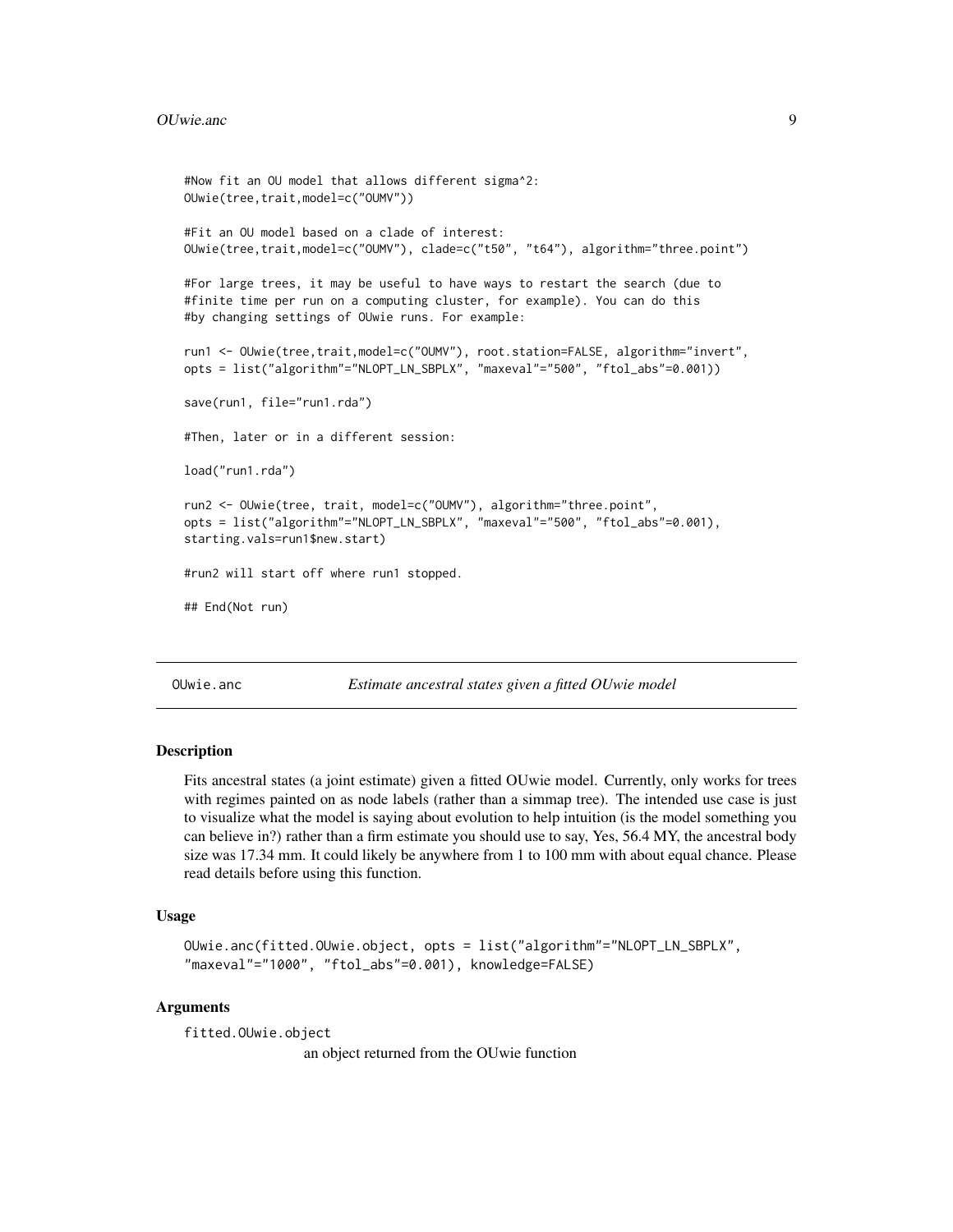```
#Now fit an OU model that allows different sigma^2:
OUwie(tree,trait,model=c("OUMV"))

#Fit an OU model based on a clade of interest:
OUwie(tree,trait,model=c("OUMV"), clade=c("t50", "t64"), algorithm="three.point")

#For large trees, it may be useful to have ways to restart the search (due to
#finite time per run on a computing cluster, for example). You can do this
#by changing settings of OUwie runs. For example:

run1 <- OUwie(tree,trait,model=c("OUMV"), root.station=FALSE, algorithm="invert",
opts = list("algorithm"="NLOPT_LN_SBPLX", "maxeval"="500", "ftol_abs"=0.001))

save(run1, file="run1.rda")

#Then, later or in a different session:

load("run1.rda")

run2 <- OUwie(tree, trait, model=c("OUMV"), algorithm="three.point",
opts = list("algorithm"="NLOPT_LN_SBPLX", "maxeval"="500", "ftol_abs"=0.001),
starting.vals=run1$new.start)

#run2 will start off where run1 stopped.

## End(Not run)
```

---

## OUwie.anc — *Estimate ancestral states given a fitted OUwie model*

### Description

Fits ancestral states (a joint estimate) given a fitted OUwie model. Currently, only works for trees with regimes painted on as node labels (rather than a simmap tree). The intended use case is just to visualize what the model is saying about evolution to help intuition (is the model something you can believe in?) rather than a firm estimate you should use to say, Yes, 56.4 MY, the ancestral body size was 17.34 mm. It could likely be anywhere from 1 to 100 mm with about equal chance. Please read details before using this function.

### Usage

```
OUwie.anc(fitted.OUwie.object, opts = list("algorithm"="NLOPT_LN_SBPLX",
"maxeval"="1000", "ftol_abs"=0.001), knowledge=FALSE)
```

### Arguments

`fitted.OUwie.object`
: an object returned from the OUwie function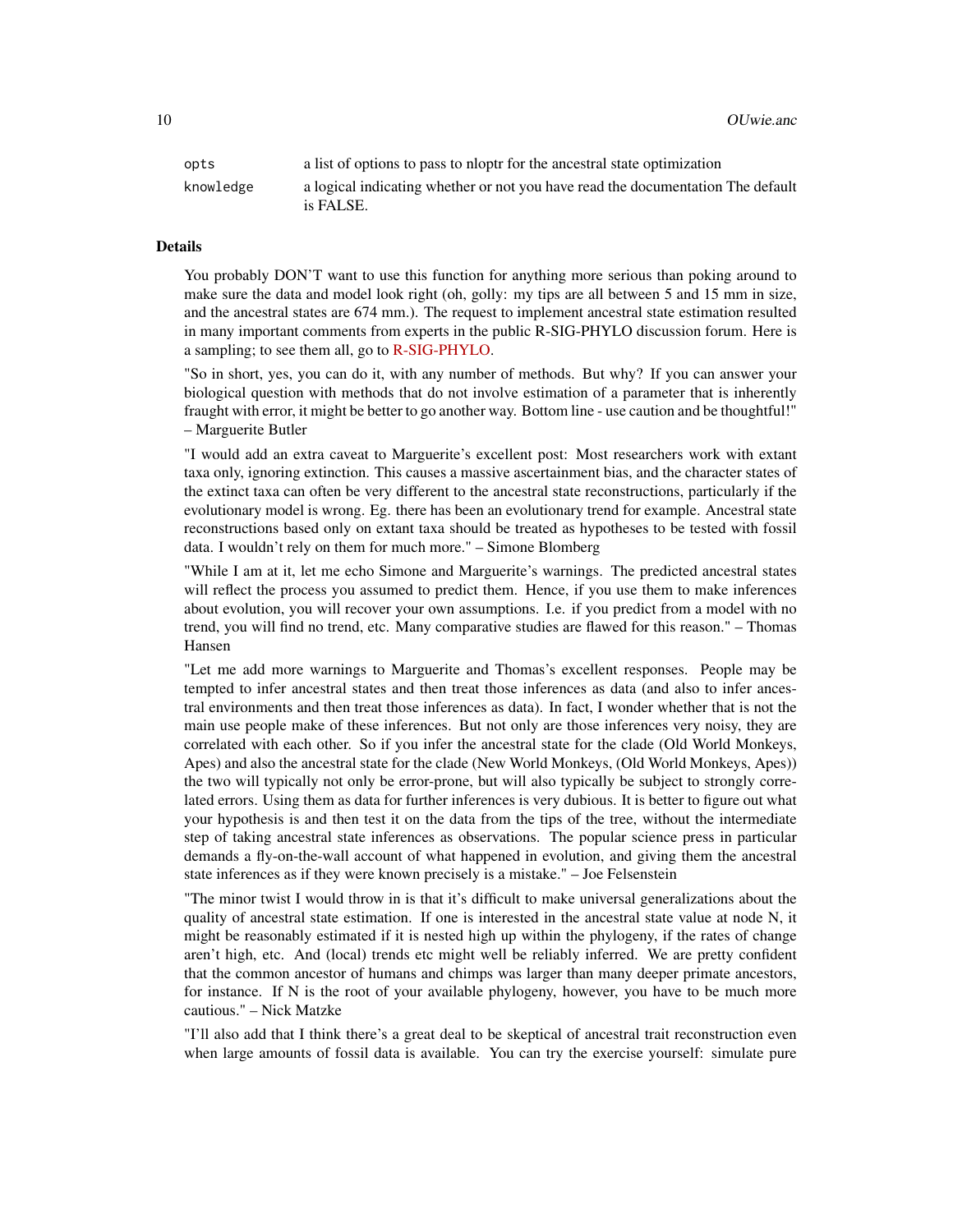| | |
|---|---|
| opts | a list of options to pass to nloptr for the ancestral state optimization |
| knowledge | a logical indicating whether or not you have read the documentation The default is FALSE. |

## Details

You probably DON'T want to use this function for anything more serious than poking around to make sure the data and model look right (oh, golly: my tips are all between 5 and 15 mm in size, and the ancestral states are 674 mm.). The request to implement ancestral state estimation resulted in many important comments from experts in the public R-SIG-PHYLO discussion forum. Here is a sampling; to see them all, go to R-SIG-PHYLO.

"So in short, yes, you can do it, with any number of methods. But why? If you can answer your biological question with methods that do not involve estimation of a parameter that is inherently fraught with error, it might be better to go another way. Bottom line - use caution and be thoughtful!" – Marguerite Butler

"I would add an extra caveat to Marguerite's excellent post: Most researchers work with extant taxa only, ignoring extinction. This causes a massive ascertainment bias, and the character states of the extinct taxa can often be very different to the ancestral state reconstructions, particularly if the evolutionary model is wrong. Eg. there has been an evolutionary trend for example. Ancestral state reconstructions based only on extant taxa should be treated as hypotheses to be tested with fossil data. I wouldn't rely on them for much more." – Simone Blomberg

"While I am at it, let me echo Simone and Marguerite's warnings. The predicted ancestral states will reflect the process you assumed to predict them. Hence, if you use them to make inferences about evolution, you will recover your own assumptions. I.e. if you predict from a model with no trend, you will find no trend, etc. Many comparative studies are flawed for this reason." – Thomas Hansen

"Let me add more warnings to Marguerite and Thomas's excellent responses. People may be tempted to infer ancestral states and then treat those inferences as data (and also to infer ancestral environments and then treat those inferences as data). In fact, I wonder whether that is not the main use people make of these inferences. But not only are those inferences very noisy, they are correlated with each other. So if you infer the ancestral state for the clade (Old World Monkeys, Apes) and also the ancestral state for the clade (New World Monkeys, (Old World Monkeys, Apes)) the two will typically not only be error-prone, but will also typically be subject to strongly correlated errors. Using them as data for further inferences is very dubious. It is better to figure out what your hypothesis is and then test it on the data from the tips of the tree, without the intermediate step of taking ancestral state inferences as observations. The popular science press in particular demands a fly-on-the-wall account of what happened in evolution, and giving them the ancestral state inferences as if they were known precisely is a mistake." – Joe Felsenstein

"The minor twist I would throw in is that it's difficult to make universal generalizations about the quality of ancestral state estimation. If one is interested in the ancestral state value at node N, it might be reasonably estimated if it is nested high up within the phylogeny, if the rates of change aren't high, etc. And (local) trends etc might well be reliably inferred. We are pretty confident that the common ancestor of humans and chimps was larger than many deeper primate ancestors, for instance. If N is the root of your available phylogeny, however, you have to be much more cautious." – Nick Matzke

"I'll also add that I think there's a great deal to be skeptical of ancestral trait reconstruction even when large amounts of fossil data is available. You can try the exercise yourself: simulate pure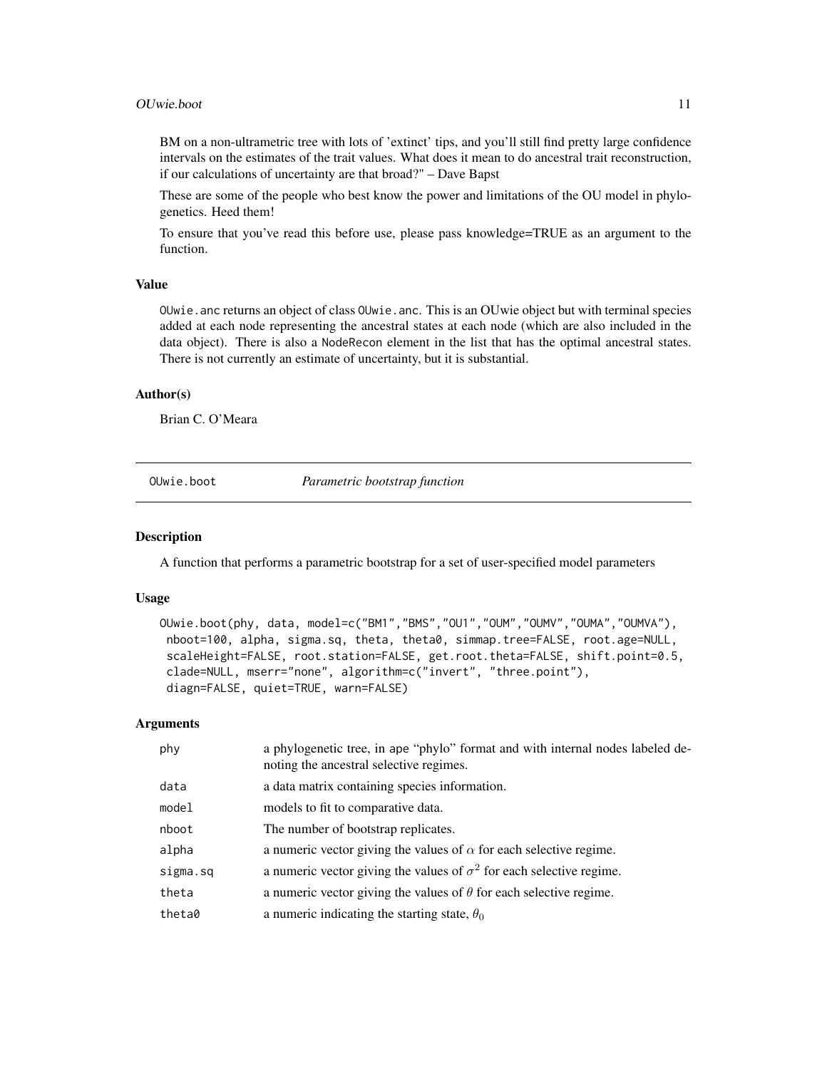BM on a non-ultrametric tree with lots of 'extinct' tips, and you'll still find pretty large confidence intervals on the estimates of the trait values. What does it mean to do ancestral trait reconstruction, if our calculations of uncertainty are that broad?" – Dave Bapst

These are some of the people who best know the power and limitations of the OU model in phylogenetics. Heed them!

To ensure that you've read this before use, please pass knowledge=TRUE as an argument to the function.

### Value

`OUwie.anc` returns an object of class `OUwie.anc`. This is an OUwie object but with terminal species added at each node representing the ancestral states at each node (which are also included in the data object). There is also a `NodeRecon` element in the list that has the optimal ancestral states. There is not currently an estimate of uncertainty, but it is substantial.

### Author(s)

Brian C. O'Meara

---

## OUwie.boot — *Parametric bootstrap function*

### Description

A function that performs a parametric bootstrap for a set of user-specified model parameters

### Usage

```
OUwie.boot(phy, data, model=c("BM1","BMS","OU1","OUM","OUMV","OUMA","OUMVA"),
 nboot=100, alpha, sigma.sq, theta, theta0, simmap.tree=FALSE, root.age=NULL,
 scaleHeight=FALSE, root.station=FALSE, get.root.theta=FALSE, shift.point=0.5,
 clade=NULL, mserr="none", algorithm=c("invert", "three.point"),
 diagn=FALSE, quiet=TRUE, warn=FALSE)
```

### Arguments

| | |
|---|---|
| `phy` | a phylogenetic tree, in ape "phylo" format and with internal nodes labeled denoting the ancestral selective regimes. |
| `data` | a data matrix containing species information. |
| `model` | models to fit to comparative data. |
| `nboot` | The number of bootstrap replicates. |
| `alpha` | a numeric vector giving the values of $\alpha$ for each selective regime. |
| `sigma.sq` | a numeric vector giving the values of $\sigma^2$ for each selective regime. |
| `theta` | a numeric vector giving the values of $\theta$ for each selective regime. |
| `theta0` | a numeric indicating the starting state, $\theta_0$ |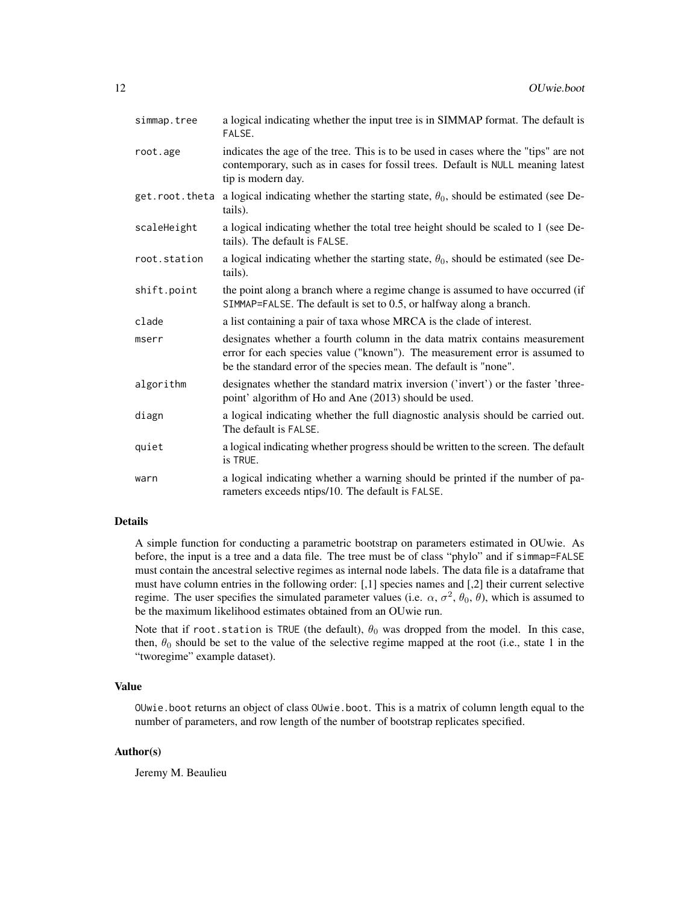| | |
|---|---|
| simmap.tree | a logical indicating whether the input tree is in SIMMAP format. The default is FALSE. |
| root.age | indicates the age of the tree. This is to be used in cases where the "tips" are not contemporary, such as in cases for fossil trees. Default is NULL meaning latest tip is modern day. |
| get.root.theta | a logical indicating whether the starting state, $\theta_0$, should be estimated (see Details). |
| scaleHeight | a logical indicating whether the total tree height should be scaled to 1 (see Details). The default is FALSE. |
| root.station | a logical indicating whether the starting state, $\theta_0$, should be estimated (see Details). |
| shift.point | the point along a branch where a regime change is assumed to have occurred (if SIMMAP=FALSE. The default is set to 0.5, or halfway along a branch. |
| clade | a list containing a pair of taxa whose MRCA is the clade of interest. |
| mserr | designates whether a fourth column in the data matrix contains measurement error for each species value ("known"). The measurement error is assumed to be the standard error of the species mean. The default is "none". |
| algorithm | designates whether the standard matrix inversion ('invert') or the faster 'three-point' algorithm of Ho and Ane (2013) should be used. |
| diagn | a logical indicating whether the full diagnostic analysis should be carried out. The default is FALSE. |
| quiet | a logical indicating whether progress should be written to the screen. The default is TRUE. |
| warn | a logical indicating whether a warning should be printed if the number of parameters exceeds ntips/10. The default is FALSE. |

## Details

A simple function for conducting a parametric bootstrap on parameters estimated in OUwie. As before, the input is a tree and a data file. The tree must be of class "phylo" and if simmap=FALSE must contain the ancestral selective regimes as internal node labels. The data file is a dataframe that must have column entries in the following order: [,1] species names and [,2] their current selective regime. The user specifies the simulated parameter values (i.e. $\alpha$, $\sigma^2$, $\theta_0$, $\theta$), which is assumed to be the maximum likelihood estimates obtained from an OUwie run.

Note that if root.station is TRUE (the default), $\theta_0$ was dropped from the model. In this case, then, $\theta_0$ should be set to the value of the selective regime mapped at the root (i.e., state 1 in the "tworegime" example dataset).

## Value

OUwie.boot returns an object of class OUwie.boot. This is a matrix of column length equal to the number of parameters, and row length of the number of bootstrap replicates specified.

## Author(s)

Jeremy M. Beaulieu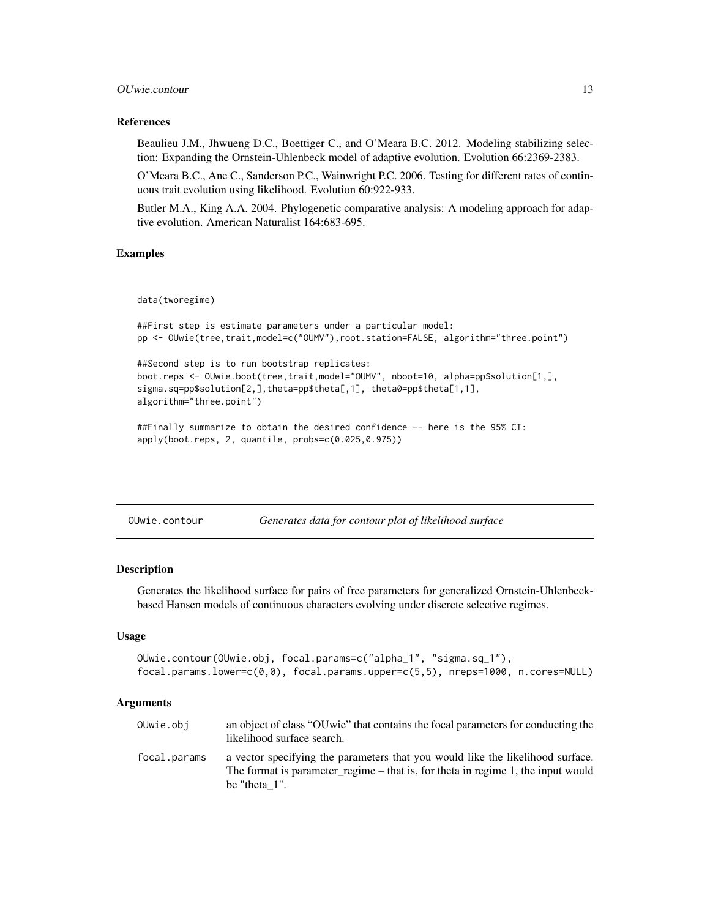### References

Beaulieu J.M., Jhwueng D.C., Boettiger C., and O'Meara B.C. 2012. Modeling stabilizing selection: Expanding the Ornstein-Uhlenbeck model of adaptive evolution. Evolution 66:2369-2383.

O'Meara B.C., Ane C., Sanderson P.C., Wainwright P.C. 2006. Testing for different rates of continuous trait evolution using likelihood. Evolution 60:922-933.

Butler M.A., King A.A. 2004. Phylogenetic comparative analysis: A modeling approach for adaptive evolution. American Naturalist 164:683-695.

### Examples

```
data(tworegime)

##First step is estimate parameters under a particular model:
pp <- OUwie(tree,trait,model=c("OUMV"),root.station=FALSE, algorithm="three.point")

##Second step is to run bootstrap replicates:
boot.reps <- OUwie.boot(tree,trait,model="OUMV", nboot=10, alpha=pp$solution[1,],
sigma.sq=pp$solution[2,],theta=pp$theta[,1], theta0=pp$theta[1,1],
algorithm="three.point")

##Finally summarize to obtain the desired confidence -- here is the 95% CI:
apply(boot.reps, 2, quantile, probs=c(0.025,0.975))
```

---

## OUwie.contour — *Generates data for contour plot of likelihood surface*

### Description

Generates the likelihood surface for pairs of free parameters for generalized Ornstein-Uhlenbeck-based Hansen models of continuous characters evolving under discrete selective regimes.

### Usage

```
OUwie.contour(OUwie.obj, focal.params=c("alpha_1", "sigma.sq_1"),
focal.params.lower=c(0,0), focal.params.upper=c(5,5), nreps=1000, n.cores=NULL)
```

### Arguments

| | |
|---|---|
| `OUwie.obj` | an object of class "OUwie" that contains the focal parameters for conducting the likelihood surface search. |
| `focal.params` | a vector specifying the parameters that you would like the likelihood surface. The format is parameter_regime – that is, for theta in regime 1, the input would be "theta_1". |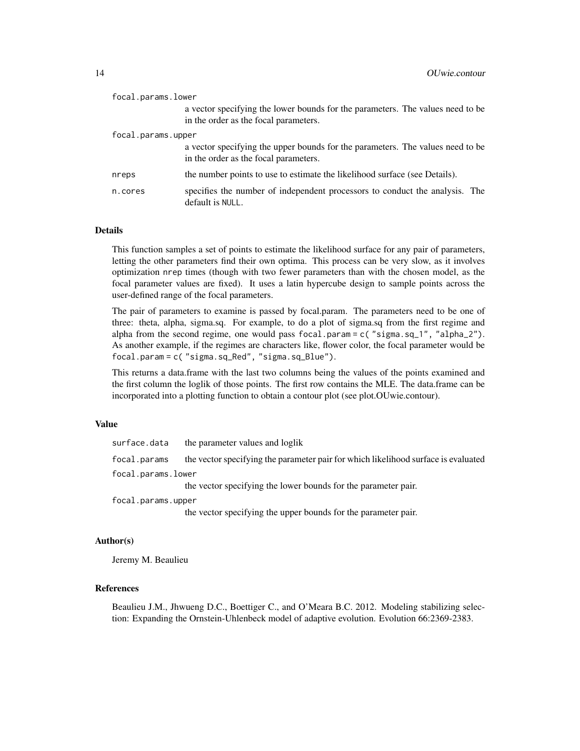`focal.params.lower`
: a vector specifying the lower bounds for the parameters. The values need to be in the order as the focal parameters.

`focal.params.upper`
: a vector specifying the upper bounds for the parameters. The values need to be in the order as the focal parameters.

`nreps`
: the number points to use to estimate the likelihood surface (see Details).

`n.cores`
: specifies the number of independent processors to conduct the analysis. The default is `NULL`.

## Details

This function samples a set of points to estimate the likelihood surface for any pair of parameters, letting the other parameters find their own optima. This process can be very slow, as it involves optimization `nrep` times (though with two fewer parameters than with the chosen model, as the focal parameter values are fixed). It uses a latin hypercube design to sample points across the user-defined range of the focal parameters.

The pair of parameters to examine is passed by focal.param. The parameters need to be one of three: theta, alpha, sigma.sq. For example, to do a plot of sigma.sq from the first regime and alpha from the second regime, one would pass `focal.param = c( "sigma.sq_1", "alpha_2")`. As another example, if the regimes are characters like, flower color, the focal parameter would be `focal.param = c( "sigma.sq_Red", "sigma.sq_Blue")`.

This returns a data.frame with the last two columns being the values of the points examined and the first column the loglik of those points. The first row contains the MLE. The data.frame can be incorporated into a plotting function to obtain a contour plot (see plot.OUwie.contour).

## Value

`surface.data`
: the parameter values and loglik

`focal.params`
: the vector specifying the parameter pair for which likelihood surface is evaluated

`focal.params.lower`
: the vector specifying the lower bounds for the parameter pair.

`focal.params.upper`
: the vector specifying the upper bounds for the parameter pair.

## Author(s)

Jeremy M. Beaulieu

## References

Beaulieu J.M., Jhwueng D.C., Boettiger C., and O'Meara B.C. 2012. Modeling stabilizing selection: Expanding the Ornstein-Uhlenbeck model of adaptive evolution. Evolution 66:2369-2383.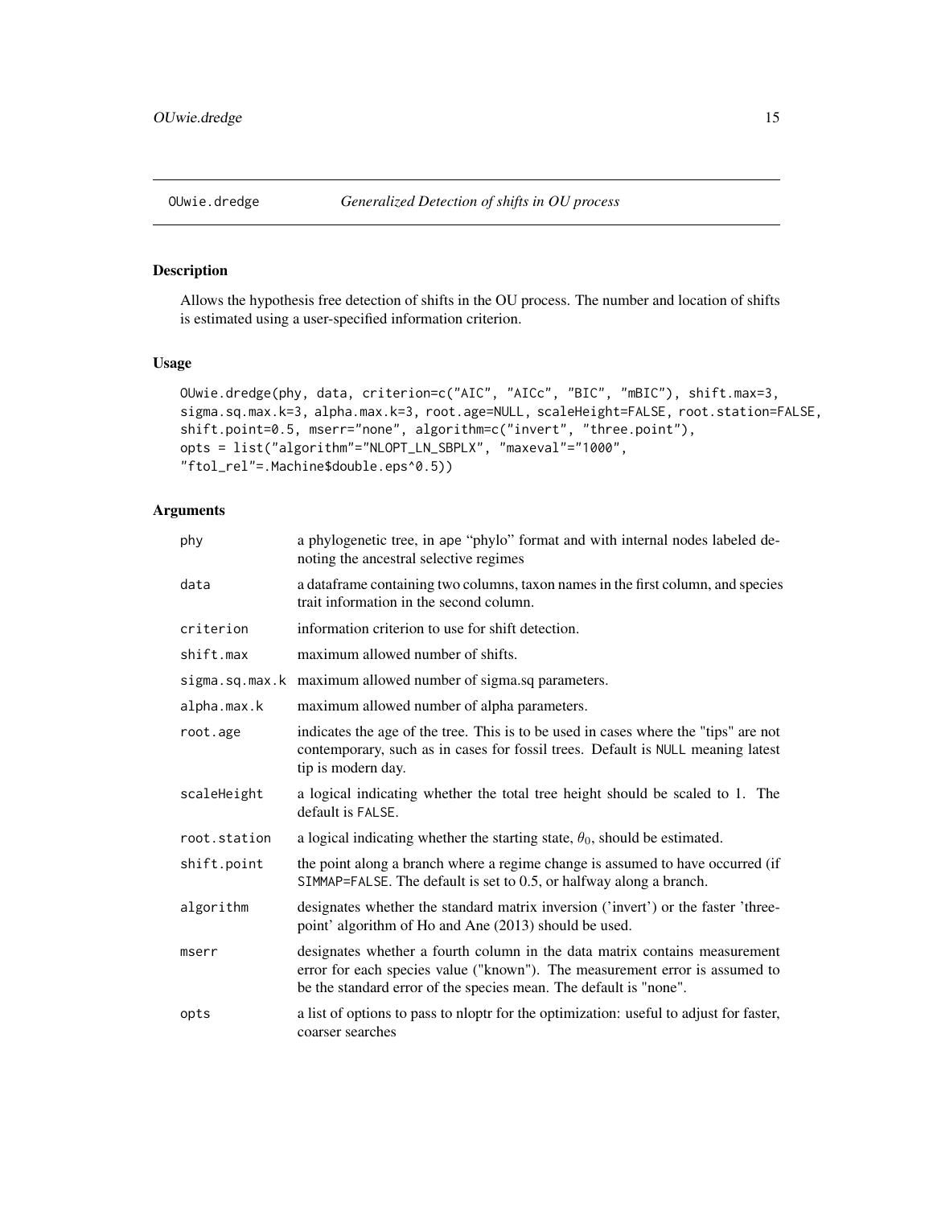# OUwie.dredge

*Generalized Detection of shifts in OU process*

## Description

Allows the hypothesis free detection of shifts in the OU process. The number and location of shifts is estimated using a user-specified information criterion.

## Usage

```
OUwie.dredge(phy, data, criterion=c("AIC", "AICc", "BIC", "mBIC"), shift.max=3,
sigma.sq.max.k=3, alpha.max.k=3, root.age=NULL, scaleHeight=FALSE, root.station=FALSE,
shift.point=0.5, mserr="none", algorithm=c("invert", "three.point"),
opts = list("algorithm"="NLOPT_LN_SBPLX", "maxeval"="1000",
"ftol_rel"=.Machine$double.eps^0.5))
```

## Arguments

| | |
|---|---|
| phy | a phylogenetic tree, in ape "phylo" format and with internal nodes labeled denoting the ancestral selective regimes |
| data | a dataframe containing two columns, taxon names in the first column, and species trait information in the second column. |
| criterion | information criterion to use for shift detection. |
| shift.max | maximum allowed number of shifts. |
| sigma.sq.max.k | maximum allowed number of sigma.sq parameters. |
| alpha.max.k | maximum allowed number of alpha parameters. |
| root.age | indicates the age of the tree. This is to be used in cases where the "tips" are not contemporary, such as in cases for fossil trees. Default is NULL meaning latest tip is modern day. |
| scaleHeight | a logical indicating whether the total tree height should be scaled to 1. The default is FALSE. |
| root.station | a logical indicating whether the starting state, $\theta_0$, should be estimated. |
| shift.point | the point along a branch where a regime change is assumed to have occurred (if SIMMAP=FALSE. The default is set to 0.5, or halfway along a branch. |
| algorithm | designates whether the standard matrix inversion ('invert') or the faster 'three-point' algorithm of Ho and Ane (2013) should be used. |
| mserr | designates whether a fourth column in the data matrix contains measurement error for each species value ("known"). The measurement error is assumed to be the standard error of the species mean. The default is "none". |
| opts | a list of options to pass to nloptr for the optimization: useful to adjust for faster, coarser searches |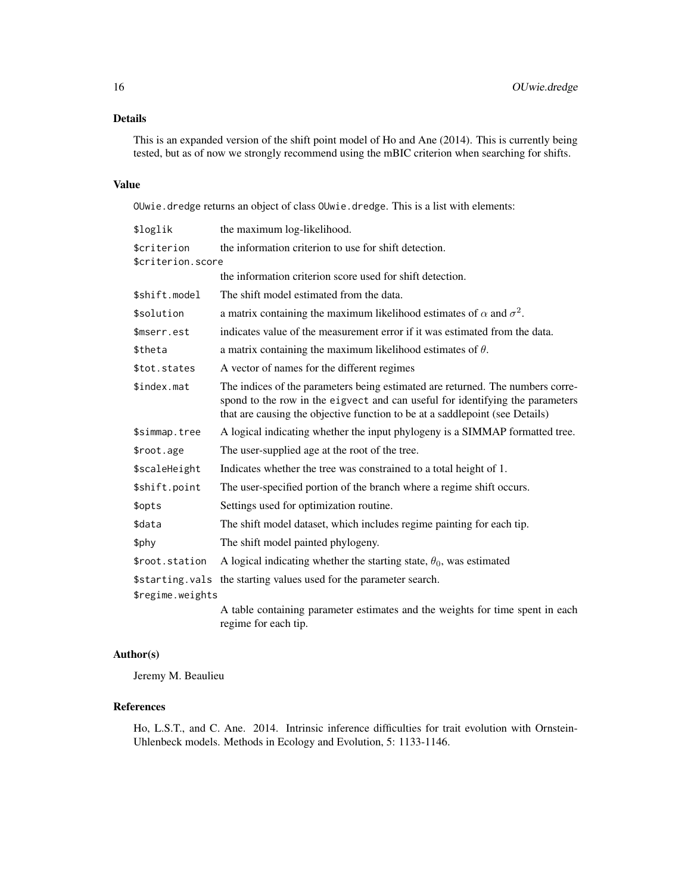## Details

This is an expanded version of the shift point model of Ho and Ane (2014). This is currently being tested, but as of now we strongly recommend using the mBIC criterion when searching for shifts.

## Value

OUwie.dredge returns an object of class OUwie.dredge. This is a list with elements:

| | |
|---|---|
| `$loglik` | the maximum log-likelihood. |
| `$criterion` | the information criterion to use for shift detection. |
| `$criterion.score` | the information criterion score used for shift detection. |
| `$shift.model` | The shift model estimated from the data. |
| `$solution` | a matrix containing the maximum likelihood estimates of $\alpha$ and $\sigma^2$. |
| `$mserr.est` | indicates value of the measurement error if it was estimated from the data. |
| `$theta` | a matrix containing the maximum likelihood estimates of $\theta$. |
| `$tot.states` | A vector of names for the different regimes |
| `$index.mat` | The indices of the parameters being estimated are returned. The numbers correspond to the row in the `eigvect` and can useful for identifying the parameters that are causing the objective function to be at a saddlepoint (see Details) |
| `$simmap.tree` | A logical indicating whether the input phylogeny is a SIMMAP formatted tree. |
| `$root.age` | The user-supplied age at the root of the tree. |
| `$scaleHeight` | Indicates whether the tree was constrained to a total height of 1. |
| `$shift.point` | The user-specified portion of the branch where a regime shift occurs. |
| `$opts` | Settings used for optimization routine. |
| `$data` | The shift model dataset, which includes regime painting for each tip. |
| `$phy` | The shift model painted phylogeny. |
| `$root.station` | A logical indicating whether the starting state, $\theta_0$, was estimated |
| `$starting.vals` | the starting values used for the parameter search. |
| `$regime.weights` | A table containing parameter estimates and the weights for time spent in each regime for each tip. |

## Author(s)

Jeremy M. Beaulieu

## References

Ho, L.S.T., and C. Ane. 2014. Intrinsic inference difficulties for trait evolution with Ornstein-Uhlenbeck models. Methods in Ecology and Evolution, 5: 1133-1146.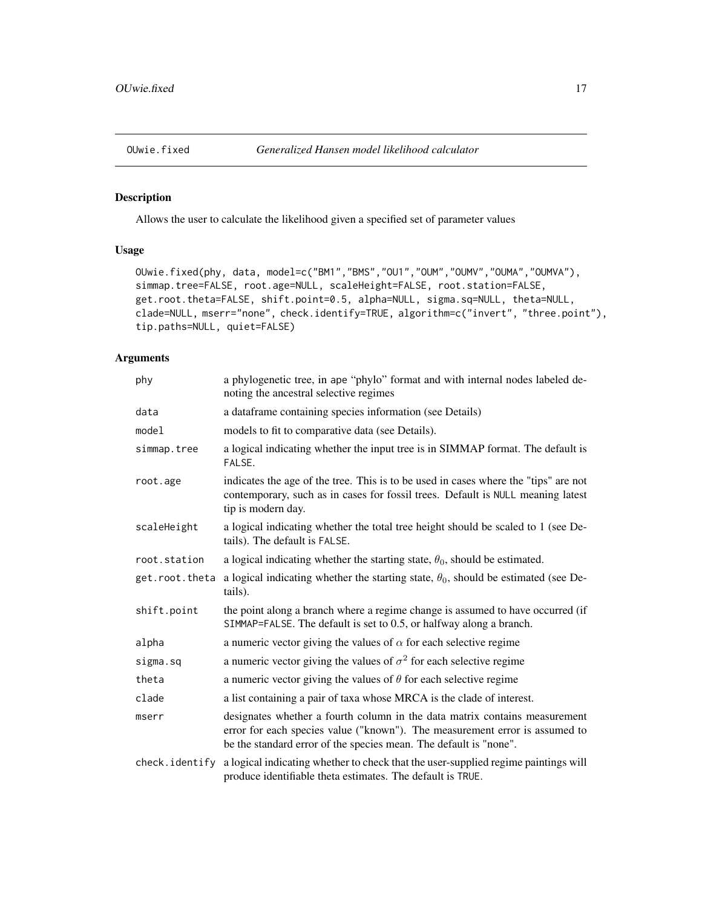## OUwie.fixed — *Generalized Hansen model likelihood calculator*

### Description

Allows the user to calculate the likelihood given a specified set of parameter values

### Usage

```
OUwie.fixed(phy, data, model=c("BM1","BMS","OU1","OUM","OUMV","OUMA","OUMVA"),
simmap.tree=FALSE, root.age=NULL, scaleHeight=FALSE, root.station=FALSE,
get.root.theta=FALSE, shift.point=0.5, alpha=NULL, sigma.sq=NULL, theta=NULL,
clade=NULL, mserr="none", check.identify=TRUE, algorithm=c("invert", "three.point"),
tip.paths=NULL, quiet=FALSE)
```

### Arguments

| | |
|---|---|
| `phy` | a phylogenetic tree, in ape “phylo” format and with internal nodes labeled denoting the ancestral selective regimes |
| `data` | a dataframe containing species information (see Details) |
| `model` | models to fit to comparative data (see Details). |
| `simmap.tree` | a logical indicating whether the input tree is in SIMMAP format. The default is `FALSE`. |
| `root.age` | indicates the age of the tree. This is to be used in cases where the "tips" are not contemporary, such as in cases for fossil trees. Default is `NULL` meaning latest tip is modern day. |
| `scaleHeight` | a logical indicating whether the total tree height should be scaled to 1 (see Details). The default is `FALSE`. |
| `root.station` | a logical indicating whether the starting state, $\theta_0$, should be estimated. |
| `get.root.theta` | a logical indicating whether the starting state, $\theta_0$, should be estimated (see Details). |
| `shift.point` | the point along a branch where a regime change is assumed to have occurred (if `SIMMAP=FALSE`. The default is set to 0.5, or halfway along a branch. |
| `alpha` | a numeric vector giving the values of $\alpha$ for each selective regime |
| `sigma.sq` | a numeric vector giving the values of $\sigma^2$ for each selective regime |
| `theta` | a numeric vector giving the values of $\theta$ for each selective regime |
| `clade` | a list containing a pair of taxa whose MRCA is the clade of interest. |
| `mserr` | designates whether a fourth column in the data matrix contains measurement error for each species value ("known"). The measurement error is assumed to be the standard error of the species mean. The default is "none". |
| `check.identify` | a logical indicating whether to check that the user-supplied regime paintings will produce identifiable theta estimates. The default is `TRUE`. |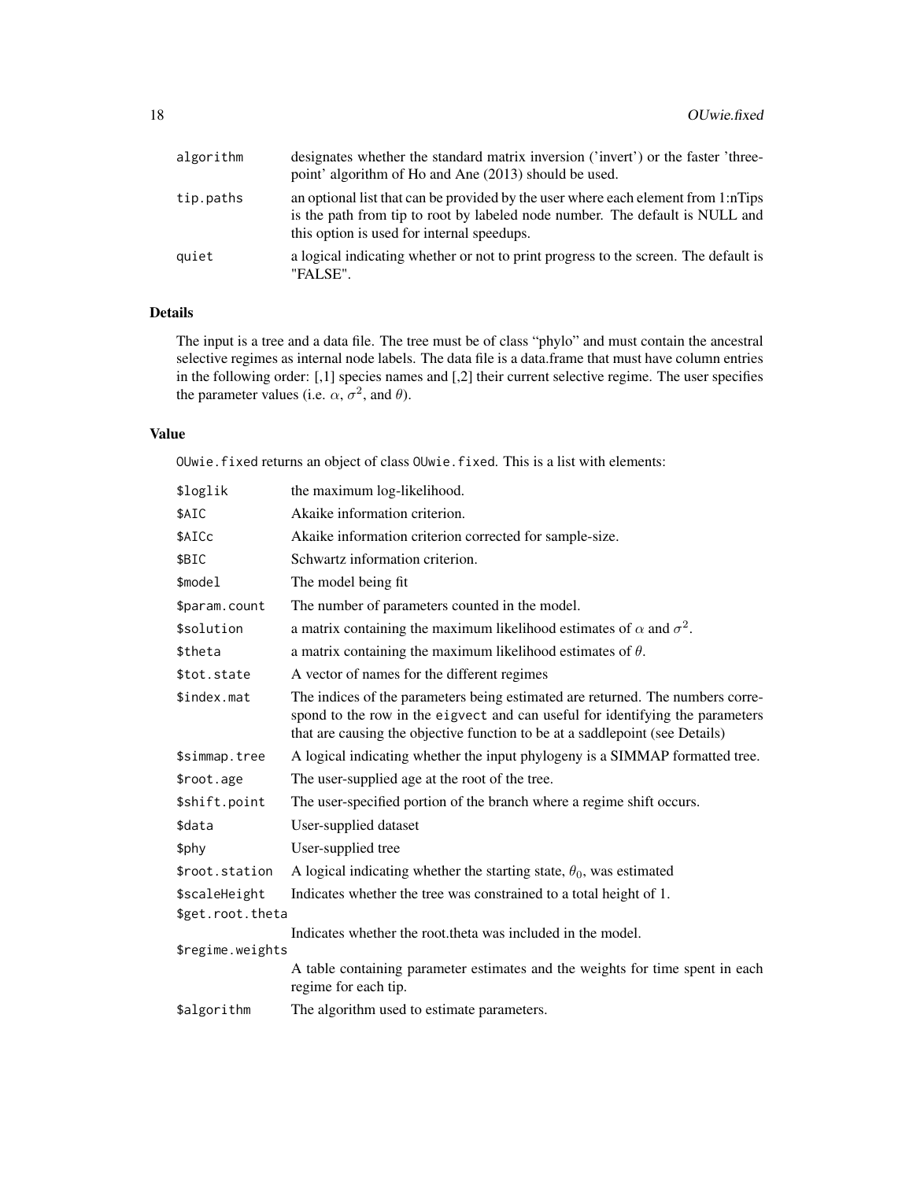| | |
|---|---|
| algorithm | designates whether the standard matrix inversion ('invert') or the faster 'three-point' algorithm of Ho and Ane (2013) should be used. |
| tip.paths | an optional list that can be provided by the user where each element from 1:nTips is the path from tip to root by labeled node number. The default is NULL and this option is used for internal speedups. |
| quiet | a logical indicating whether or not to print progress to the screen. The default is "FALSE". |

## Details

The input is a tree and a data file. The tree must be of class "phylo" and must contain the ancestral selective regimes as internal node labels. The data file is a data.frame that must have column entries in the following order: [,1] species names and [,2] their current selective regime. The user specifies the parameter values (i.e. $\alpha$, $\sigma^2$, and $\theta$).

## Value

OUwie.fixed returns an object of class OUwie.fixed. This is a list with elements:

| | |
|---|---|
| $loglik | the maximum log-likelihood. |
| $AIC | Akaike information criterion. |
| $AICc | Akaike information criterion corrected for sample-size. |
| $BIC | Schwartz information criterion. |
| $model | The model being fit |
| $param.count | The number of parameters counted in the model. |
| $solution | a matrix containing the maximum likelihood estimates of $\alpha$ and $\sigma^2$. |
| $theta | a matrix containing the maximum likelihood estimates of $\theta$. |
| $tot.state | A vector of names for the different regimes |
| $index.mat | The indices of the parameters being estimated are returned. The numbers correspond to the row in the eigvect and can useful for identifying the parameters that are causing the objective function to be at a saddlepoint (see Details) |
| $simmap.tree | A logical indicating whether the input phylogeny is a SIMMAP formatted tree. |
| $root.age | The user-supplied age at the root of the tree. |
| $shift.point | The user-specified portion of the branch where a regime shift occurs. |
| $data | User-supplied dataset |
| $phy | User-supplied tree |
| $root.station | A logical indicating whether the starting state, $\theta_0$, was estimated |
| $scaleHeight | Indicates whether the tree was constrained to a total height of 1. |
| $get.root.theta | Indicates whether the root.theta was included in the model. |
| $regime.weights | A table containing parameter estimates and the weights for time spent in each regime for each tip. |
| $algorithm | The algorithm used to estimate parameters. |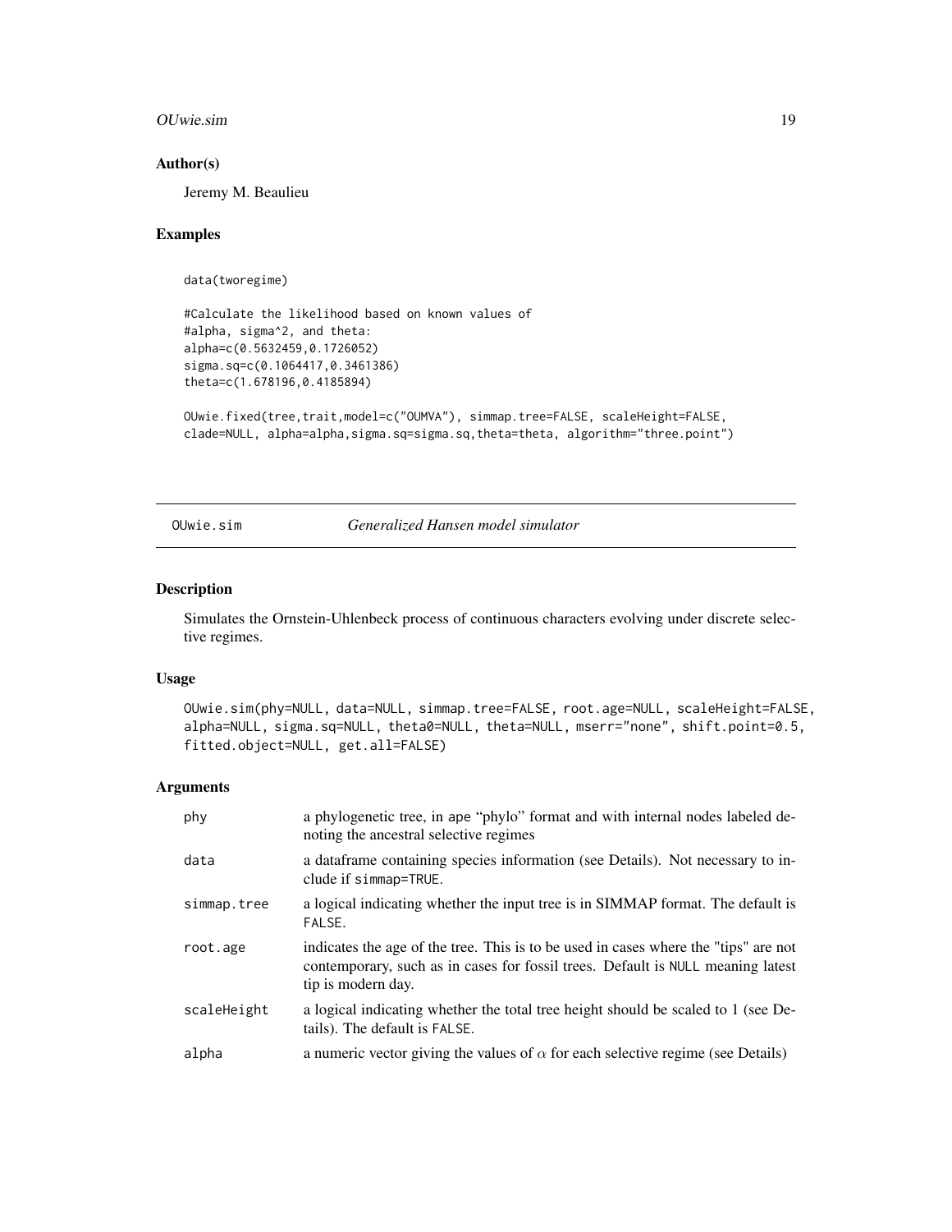## Author(s)

Jeremy M. Beaulieu

## Examples

```
data(tworegime)

#Calculate the likelihood based on known values of
#alpha, sigma^2, and theta:
alpha=c(0.5632459,0.1726052)
sigma.sq=c(0.1064417,0.3461386)
theta=c(1.678196,0.4185894)

OUwie.fixed(tree,trait,model=c("OUMVA"), simmap.tree=FALSE, scaleHeight=FALSE,
clade=NULL, alpha=alpha,sigma.sq=sigma.sq,theta=theta, algorithm="three.point")
```

---

# OUwie.sim *Generalized Hansen model simulator*

## Description

Simulates the Ornstein-Uhlenbeck process of continuous characters evolving under discrete selective regimes.

## Usage

```
OUwie.sim(phy=NULL, data=NULL, simmap.tree=FALSE, root.age=NULL, scaleHeight=FALSE,
alpha=NULL, sigma.sq=NULL, theta0=NULL, theta=NULL, mserr="none", shift.point=0.5,
fitted.object=NULL, get.all=FALSE)
```

## Arguments

| | |
|---|---|
| phy | a phylogenetic tree, in ape “phylo” format and with internal nodes labeled denoting the ancestral selective regimes |
| data | a dataframe containing species information (see Details). Not necessary to include if simmap=TRUE. |
| simmap.tree | a logical indicating whether the input tree is in SIMMAP format. The default is FALSE. |
| root.age | indicates the age of the tree. This is to be used in cases where the "tips" are not contemporary, such as in cases for fossil trees. Default is NULL meaning latest tip is modern day. |
| scaleHeight | a logical indicating whether the total tree height should be scaled to 1 (see Details). The default is FALSE. |
| alpha | a numeric vector giving the values of $\alpha$ for each selective regime (see Details) |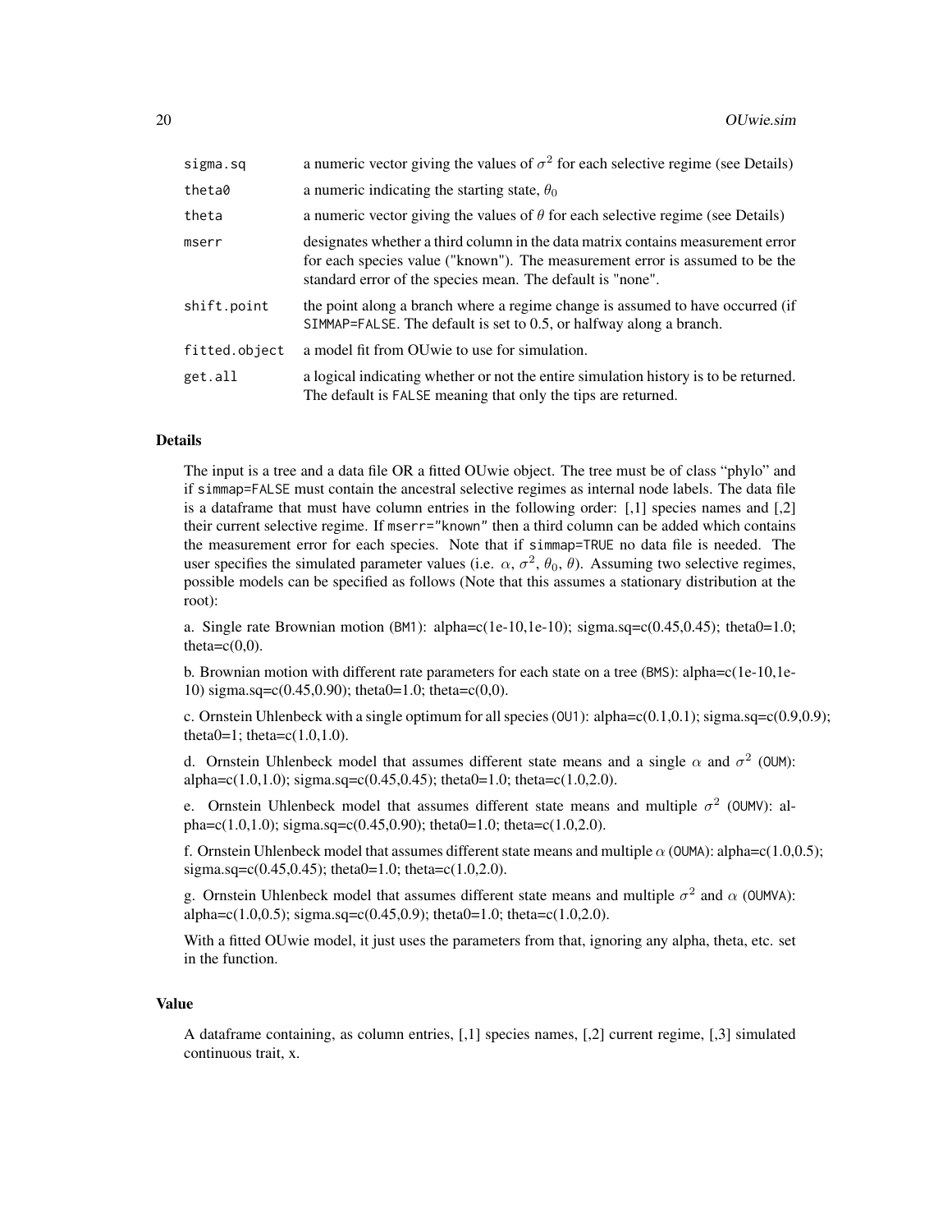| | |
|---|---|
| sigma.sq | a numeric vector giving the values of $\sigma^2$ for each selective regime (see Details) |
| theta0 | a numeric indicating the starting state, $\theta_0$ |
| theta | a numeric vector giving the values of $\theta$ for each selective regime (see Details) |
| mserr | designates whether a third column in the data matrix contains measurement error for each species value ("known"). The measurement error is assumed to be the standard error of the species mean. The default is "none". |
| shift.point | the point along a branch where a regime change is assumed to have occurred (if SIMMAP=FALSE. The default is set to 0.5, or halfway along a branch. |
| fitted.object | a model fit from OUwie to use for simulation. |
| get.all | a logical indicating whether or not the entire simulation history is to be returned. The default is FALSE meaning that only the tips are returned. |

## Details

The input is a tree and a data file OR a fitted OUwie object. The tree must be of class "phylo" and if simmap=FALSE must contain the ancestral selective regimes as internal node labels. The data file is a dataframe that must have column entries in the following order: [,1] species names and [,2] their current selective regime. If mserr="known" then a third column can be added which contains the measurement error for each species. Note that if simmap=TRUE no data file is needed. The user specifies the simulated parameter values (i.e. $\alpha$, $\sigma^2$, $\theta_0$, $\theta$). Assuming two selective regimes, possible models can be specified as follows (Note that this assumes a stationary distribution at the root):

a. Single rate Brownian motion (BM1): alpha=c(1e-10,1e-10); sigma.sq=c(0.45,0.45); theta0=1.0; theta=c(0,0).

b. Brownian motion with different rate parameters for each state on a tree (BMS): alpha=c(1e-10,1e-10) sigma.sq=c(0.45,0.90); theta0=1.0; theta=c(0,0).

c. Ornstein Uhlenbeck with a single optimum for all species (OU1): alpha=c(0.1,0.1); sigma.sq=c(0.9,0.9); theta0=1; theta=c(1.0,1.0).

d. Ornstein Uhlenbeck model that assumes different state means and a single $\alpha$ and $\sigma^2$ (OUM): alpha=c(1.0,1.0); sigma.sq=c(0.45,0.45); theta0=1.0; theta=c(1.0,2.0).

e. Ornstein Uhlenbeck model that assumes different state means and multiple $\sigma^2$ (OUMV): alpha=c(1.0,1.0); sigma.sq=c(0.45,0.90); theta0=1.0; theta=c(1.0,2.0).

f. Ornstein Uhlenbeck model that assumes different state means and multiple $\alpha$ (OUMA): alpha=c(1.0,0.5); sigma.sq=c(0.45,0.45); theta0=1.0; theta=c(1.0,2.0).

g. Ornstein Uhlenbeck model that assumes different state means and multiple $\sigma^2$ and $\alpha$ (OUMVA): alpha=c(1.0,0.5); sigma.sq=c(0.45,0.9); theta0=1.0; theta=c(1.0,2.0).

With a fitted OUwie model, it just uses the parameters from that, ignoring any alpha, theta, etc. set in the function.

## Value

A dataframe containing, as column entries, [,1] species names, [,2] current regime, [,3] simulated continuous trait, x.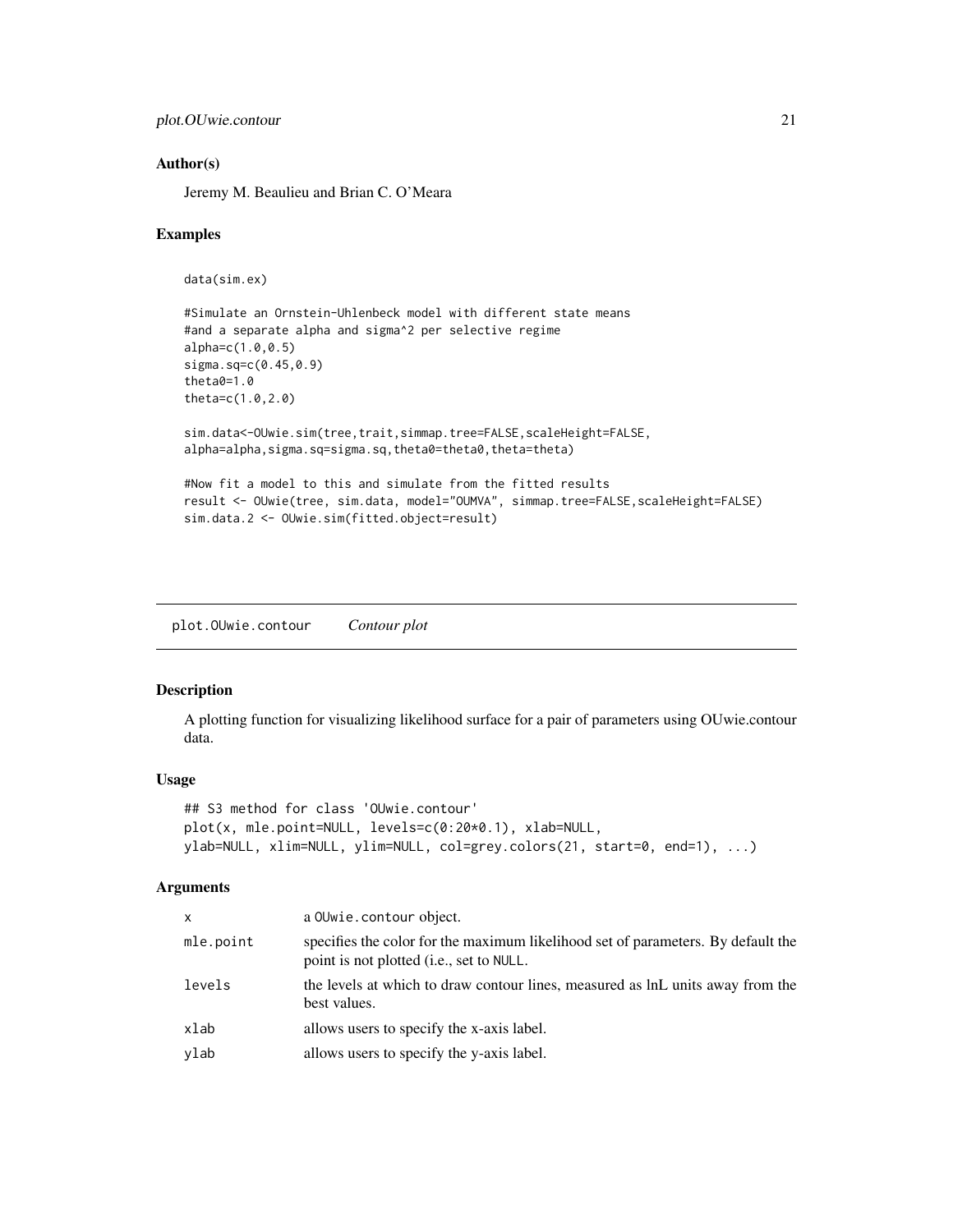## Author(s)

Jeremy M. Beaulieu and Brian C. O'Meara

## Examples

```
data(sim.ex)

#Simulate an Ornstein-Uhlenbeck model with different state means
#and a separate alpha and sigma^2 per selective regime
alpha=c(1.0,0.5)
sigma.sq=c(0.45,0.9)
theta0=1.0
theta=c(1.0,2.0)

sim.data<-OUwie.sim(tree,trait,simmap.tree=FALSE,scaleHeight=FALSE,
alpha=alpha,sigma.sq=sigma.sq,theta0=theta0,theta=theta)

#Now fit a model to this and simulate from the fitted results
result <- OUwie(tree, sim.data, model="OUMVA", simmap.tree=FALSE,scaleHeight=FALSE)
sim.data.2 <- OUwie.sim(fitted.object=result)
```

---

# plot.OUwie.contour &nbsp;&nbsp;&nbsp; *Contour plot*

---

## Description

A plotting function for visualizing likelihood surface for a pair of parameters using OUwie.contour data.

## Usage

```
## S3 method for class 'OUwie.contour'
plot(x, mle.point=NULL, levels=c(0:20*0.1), xlab=NULL,
ylab=NULL, xlim=NULL, ylim=NULL, col=grey.colors(21, start=0, end=1), ...)
```

## Arguments

| | |
|---|---|
| x | a OUwie.contour object. |
| mle.point | specifies the color for the maximum likelihood set of parameters. By default the point is not plotted (i.e., set to NULL. |
| levels | the levels at which to draw contour lines, measured as lnL units away from the best values. |
| xlab | allows users to specify the x-axis label. |
| ylab | allows users to specify the y-axis label. |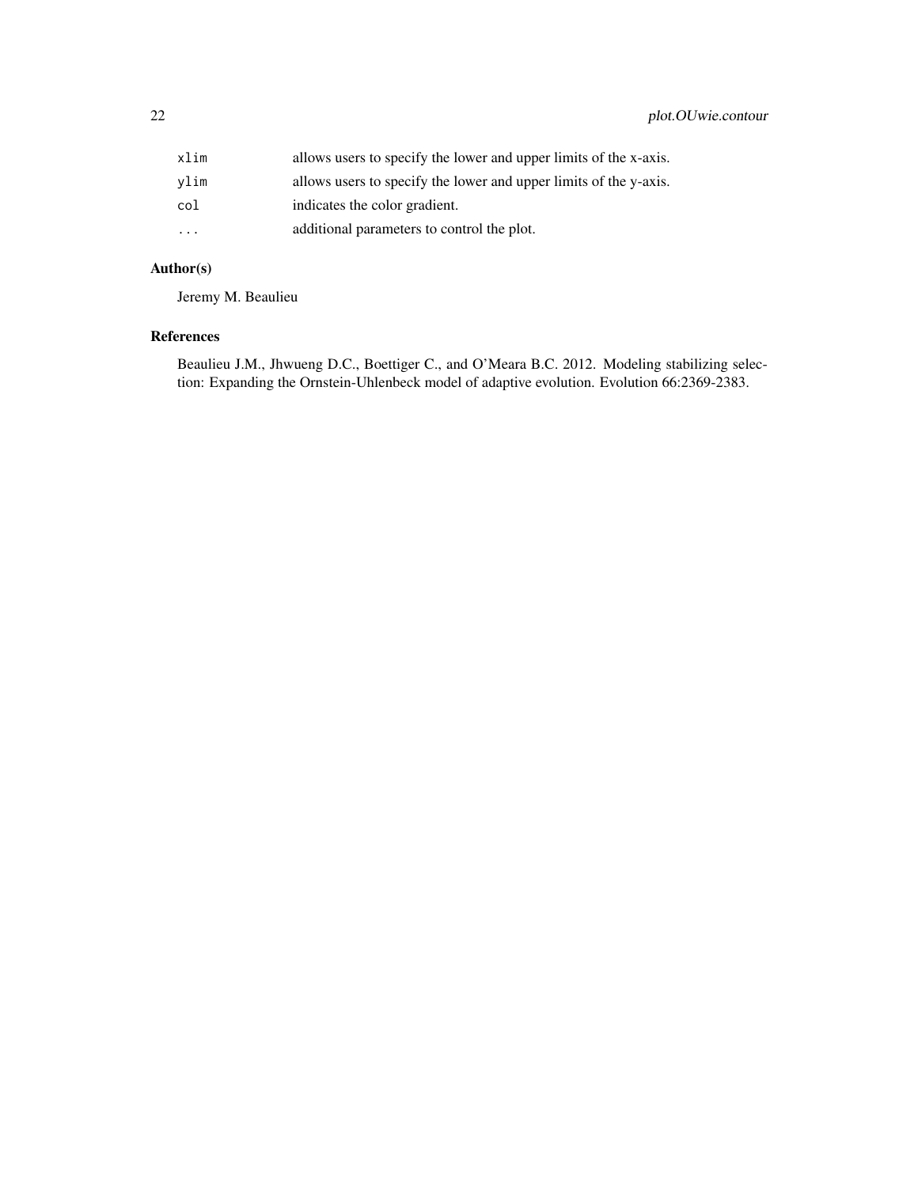| | |
|---|---|
| `xlim` | allows users to specify the lower and upper limits of the x-axis. |
| `ylim` | allows users to specify the lower and upper limits of the y-axis. |
| `col` | indicates the color gradient. |
| `...` | additional parameters to control the plot. |

## Author(s)

Jeremy M. Beaulieu

## References

Beaulieu J.M., Jhwueng D.C., Boettiger C., and O'Meara B.C. 2012. Modeling stabilizing selection: Expanding the Ornstein-Uhlenbeck model of adaptive evolution. Evolution 66:2369-2383.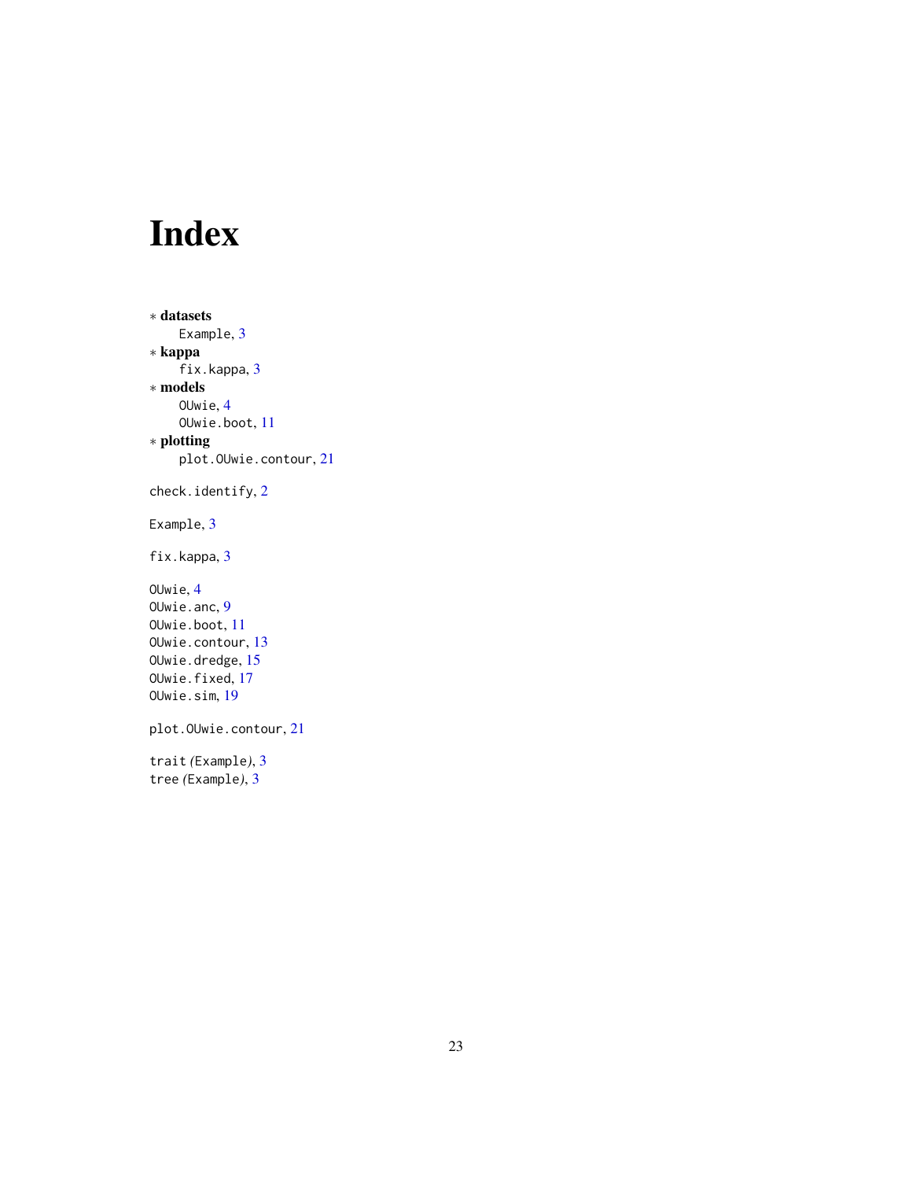# Index

∗ **datasets**
    Example, 3

∗ **kappa**
    fix.kappa, 3

∗ **models**
    OUwie, 4
    OUwie.boot, 11

∗ **plotting**
    plot.OUwie.contour, 21

check.identify, 2

Example, 3

fix.kappa, 3

OUwie, 4
OUwie.anc, 9
OUwie.boot, 11
OUwie.contour, 13
OUwie.dredge, 15
OUwie.fixed, 17
OUwie.sim, 19

plot.OUwie.contour, 21

trait *(*Example*)*, 3
tree *(*Example*)*, 3